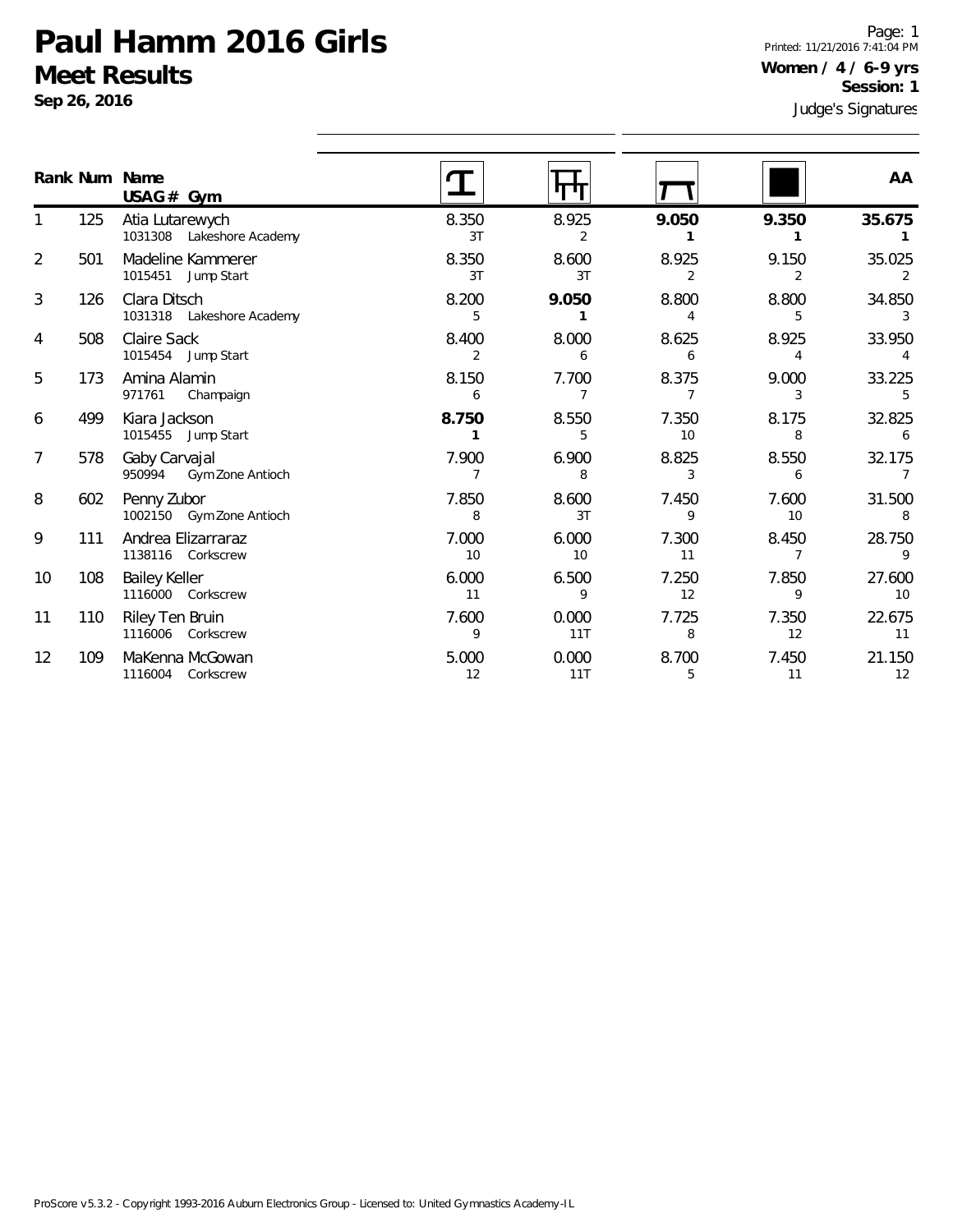# Paul Hamm 2016 Girls

## Meet Results

**Sep 26, 2016**

Printed: 11/21/2016 7:41:04 PM

**Women / 4 / 6-9 yrs**

**Session: 1**

Judge's Signatures

| Rank | Num | Name / USAG # Gym | Vault | Bars | Beam | Floor | AA |
|---|---|---|---|---|---|---|---|
| 1 | 125 | Atia Lutarewych<br>1031308 Lakeshore Academy | 8.350<br>3T | 8.925<br>2 | **9.050**<br>**1** | **9.350**<br>**1** | **35.675**<br>**1** |
| 2 | 501 | Madeline Kammerer<br>1015451 Jump Start | 8.350<br>3T | 8.600<br>3T | 8.925<br>2 | 9.150<br>2 | 35.025<br>2 |
| 3 | 126 | Clara Ditsch<br>1031318 Lakeshore Academy | 8.200<br>5 | **9.050**<br>**1** | 8.800<br>4 | 8.800<br>5 | 34.850<br>3 |
| 4 | 508 | Claire Sack<br>1015454 Jump Start | 8.400<br>2 | 8.000<br>6 | 8.625<br>6 | 8.925<br>4 | 33.950<br>4 |
| 5 | 173 | Amina Alamin<br>971761 Champaign | 8.150<br>6 | 7.700<br>7 | 8.375<br>7 | 9.000<br>3 | 33.225<br>5 |
| 6 | 499 | Kiara Jackson<br>1015455 Jump Start | **8.750**<br>**1** | 8.550<br>5 | 7.350<br>10 | 8.175<br>8 | 32.825<br>6 |
| 7 | 578 | Gaby Carvajal<br>950994 Gym Zone Antioch | 7.900<br>7 | 6.900<br>8 | 8.825<br>3 | 8.550<br>6 | 32.175<br>7 |
| 8 | 602 | Penny Zubor<br>1002150 Gym Zone Antioch | 7.850<br>8 | 8.600<br>3T | 7.450<br>9 | 7.600<br>10 | 31.500<br>8 |
| 9 | 111 | Andrea Elizarraraz<br>1138116 Corkscrew | 7.000<br>10 | 6.000<br>10 | 7.300<br>11 | 8.450<br>7 | 28.750<br>9 |
| 10 | 108 | Bailey Keller<br>1116000 Corkscrew | 6.000<br>11 | 6.500<br>9 | 7.250<br>12 | 7.850<br>9 | 27.600<br>10 |
| 11 | 110 | Riley Ten Bruin<br>1116006 Corkscrew | 7.600<br>9 | 0.000<br>11T | 7.725<br>8 | 7.350<br>12 | 22.675<br>11 |
| 12 | 109 | MaKenna McGowan<br>1116004 Corkscrew | 5.000<br>12 | 0.000<br>11T | 8.700<br>5 | 7.450<br>11 | 21.150<br>12 |

ProScore v5.3.2 - Copyright 1993-2016 Auburn Electronics Group - Licensed to: United Gymnastics Academy-IL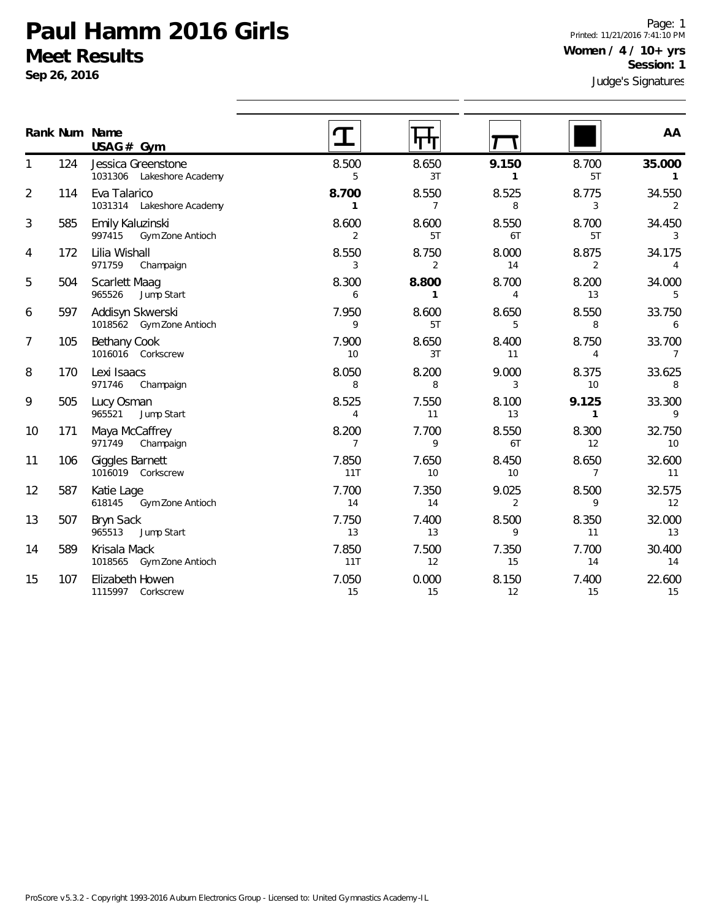# Paul Hamm 2016 Girls

## Meet Results

**Sep 26, 2016**

Printed: 11/21/2016 7:41:10 PM

**Women / 4 / 10+ yrs**

**Session: 1**

Judge's Signatures

| Rank | Num | Name / USAG # Gym | Vault | Bars | Beam | Floor | AA |
|---|---|---|---|---|---|---|---|
| 1 | 124 | Jessica Greenstone<br>1031306 Lakeshore Academy | 8.500<br>5 | 8.650<br>3T | **9.150**<br>**1** | 8.700<br>5T | **35.000**<br>**1** |
| 2 | 114 | Eva Talarico<br>1031314 Lakeshore Academy | **8.700**<br>**1** | 8.550<br>7 | 8.525<br>8 | 8.775<br>3 | 34.550<br>2 |
| 3 | 585 | Emily Kaluzinski<br>997415 Gym Zone Antioch | 8.600<br>2 | 8.600<br>5T | 8.550<br>6T | 8.700<br>5T | 34.450<br>3 |
| 4 | 172 | Lilia Wishall<br>971759 Champaign | 8.550<br>3 | 8.750<br>2 | 8.000<br>14 | 8.875<br>2 | 34.175<br>4 |
| 5 | 504 | Scarlett Maag<br>965526 Jump Start | 8.300<br>6 | **8.800**<br>**1** | 8.700<br>4 | 8.200<br>13 | 34.000<br>5 |
| 6 | 597 | Addisyn Skwerski<br>1018562 Gym Zone Antioch | 7.950<br>9 | 8.600<br>5T | 8.650<br>5 | 8.550<br>8 | 33.750<br>6 |
| 7 | 105 | Bethany Cook<br>1016016 Corkscrew | 7.900<br>10 | 8.650<br>3T | 8.400<br>11 | 8.750<br>4 | 33.700<br>7 |
| 8 | 170 | Lexi Isaacs<br>971746 Champaign | 8.050<br>8 | 8.200<br>8 | 9.000<br>3 | 8.375<br>10 | 33.625<br>8 |
| 9 | 505 | Lucy Osman<br>965521 Jump Start | 8.525<br>4 | 7.550<br>11 | 8.100<br>13 | **9.125**<br>**1** | 33.300<br>9 |
| 10 | 171 | Maya McCaffrey<br>971749 Champaign | 8.200<br>7 | 7.700<br>9 | 8.550<br>6T | 8.300<br>12 | 32.750<br>10 |
| 11 | 106 | Giggles Barnett<br>1016019 Corkscrew | 7.850<br>11T | 7.650<br>10 | 8.450<br>10 | 8.650<br>7 | 32.600<br>11 |
| 12 | 587 | Katie Lage<br>618145 Gym Zone Antioch | 7.700<br>14 | 7.350<br>14 | 9.025<br>2 | 8.500<br>9 | 32.575<br>12 |
| 13 | 507 | Bryn Sack<br>965513 Jump Start | 7.750<br>13 | 7.400<br>13 | 8.500<br>9 | 8.350<br>11 | 32.000<br>13 |
| 14 | 589 | Krisala Mack<br>1018565 Gym Zone Antioch | 7.850<br>11T | 7.500<br>12 | 7.350<br>15 | 7.700<br>14 | 30.400<br>14 |
| 15 | 107 | Elizabeth Howen<br>1115997 Corkscrew | 7.050<br>15 | 0.000<br>15 | 8.150<br>12 | 7.400<br>15 | 22.600<br>15 |

ProScore v5.3.2 - Copyright 1993-2016 Auburn Electronics Group - Licensed to: United Gymnastics Academy-IL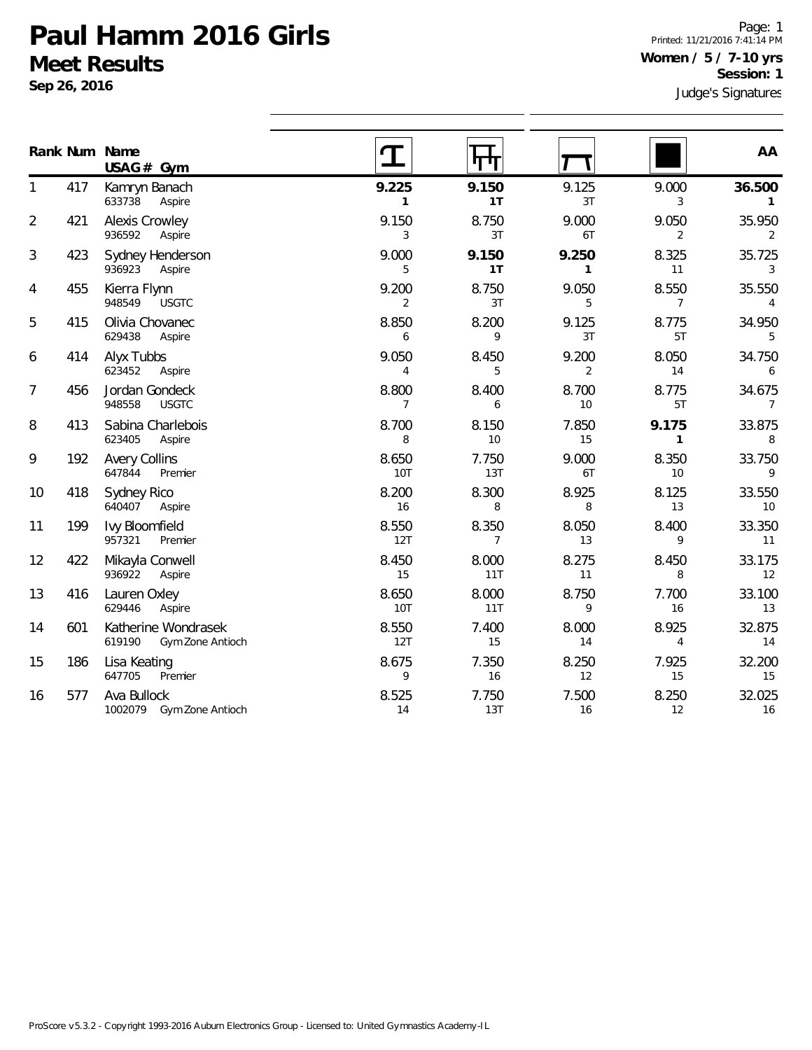# Paul Hamm 2016 Girls

## Meet Results

**Sep 26, 2016**

Printed: 11/21/2016 7:41:14 PM

**Women / 5 / 7-10 yrs**

**Session: 1**

Judge's Signatures

| Rank | Num | Name / USAG # / Gym | Vault | Bars | Beam | Floor | AA |
|---|---|---|---|---|---|---|---|
| 1 | 417 | Kamryn Banach 633738 Aspire | **9.225** **1** | **9.150** **1T** | 9.125 3T | 9.000 3 | **36.500** **1** |
| 2 | 421 | Alexis Crowley 936592 Aspire | 9.150 3 | 8.750 3T | 9.000 6T | 9.050 2 | 35.950 2 |
| 3 | 423 | Sydney Henderson 936923 Aspire | 9.000 5 | **9.150** **1T** | **9.250** **1** | 8.325 11 | 35.725 3 |
| 4 | 455 | Kierra Flynn 948549 USGTC | 9.200 2 | 8.750 3T | 9.050 5 | 8.550 7 | 35.550 4 |
| 5 | 415 | Olivia Chovanec 629438 Aspire | 8.850 6 | 8.200 9 | 9.125 3T | 8.775 5T | 34.950 5 |
| 6 | 414 | Alyx Tubbs 623452 Aspire | 9.050 4 | 8.450 5 | 9.200 2 | 8.050 14 | 34.750 6 |
| 7 | 456 | Jordan Gondeck 948558 USGTC | 8.800 7 | 8.400 6 | 8.700 10 | 8.775 5T | 34.675 7 |
| 8 | 413 | Sabina Charlebois 623405 Aspire | 8.700 8 | 8.150 10 | 7.850 15 | **9.175** **1** | 33.875 8 |
| 9 | 192 | Avery Collins 647844 Premier | 8.650 10T | 7.750 13T | 9.000 6T | 8.350 10 | 33.750 9 |
| 10 | 418 | Sydney Rico 640407 Aspire | 8.200 16 | 8.300 8 | 8.925 8 | 8.125 13 | 33.550 10 |
| 11 | 199 | Ivy Bloomfield 957321 Premier | 8.550 12T | 8.350 7 | 8.050 13 | 8.400 9 | 33.350 11 |
| 12 | 422 | Mikayla Conwell 936922 Aspire | 8.450 15 | 8.000 11T | 8.275 11 | 8.450 8 | 33.175 12 |
| 13 | 416 | Lauren Oxley 629446 Aspire | 8.650 10T | 8.000 11T | 8.750 9 | 7.700 16 | 33.100 13 |
| 14 | 601 | Katherine Wondrasek 619190 Gym Zone Antioch | 8.550 12T | 7.400 15 | 8.000 14 | 8.925 4 | 32.875 14 |
| 15 | 186 | Lisa Keating 647705 Premier | 8.675 9 | 7.350 16 | 8.250 12 | 7.925 15 | 32.200 15 |
| 16 | 577 | Ava Bullock 1002079 Gym Zone Antioch | 8.525 14 | 7.750 13T | 7.500 16 | 8.250 12 | 32.025 16 |

ProScore v5.3.2 - Copyright 1993-2016 Auburn Electronics Group - Licensed to: United Gymnastics Academy-IL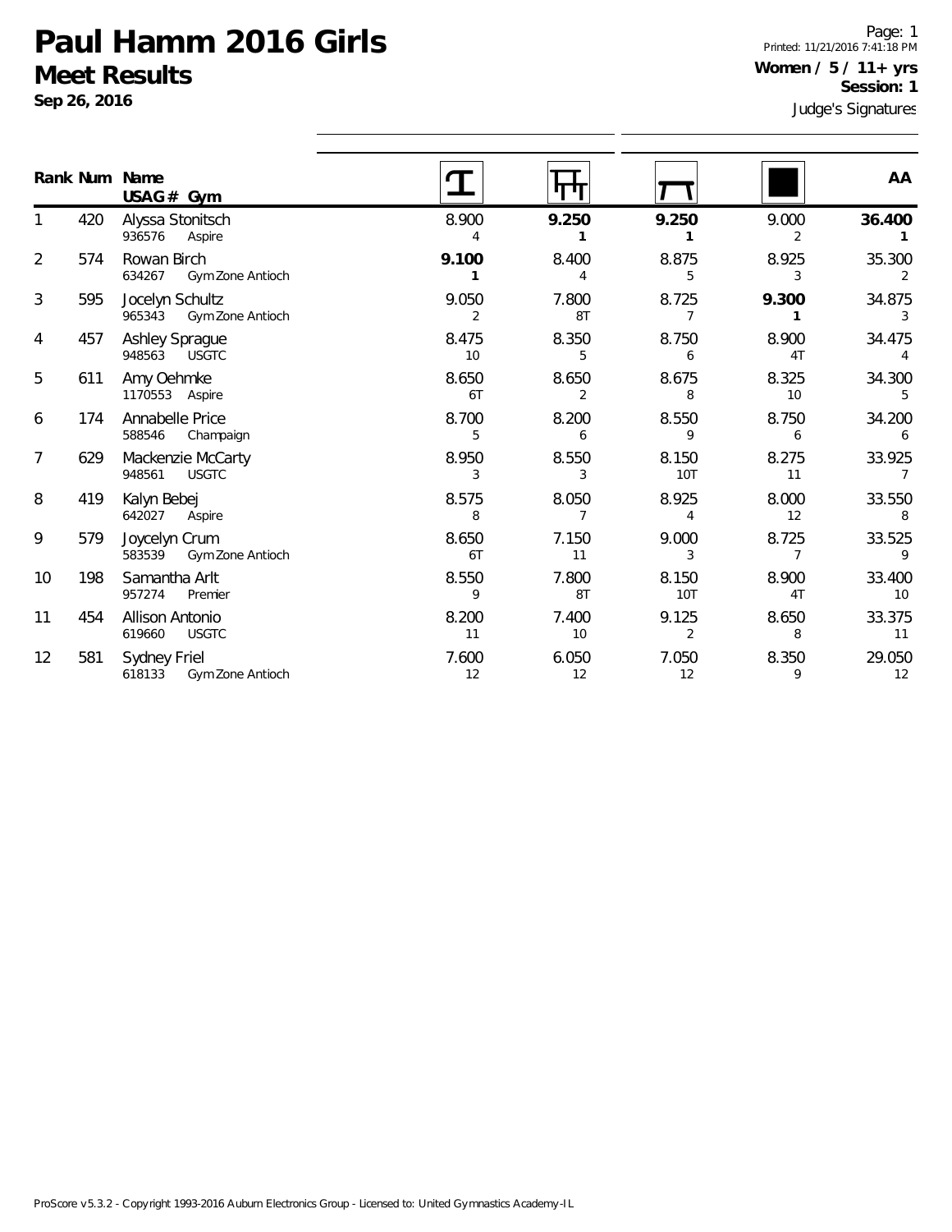# Paul Hamm 2016 Girls

## Meet Results

**Sep 26, 2016**

Printed: 11/21/2016 7:41:18 PM

**Women / 5 / 11+ yrs**

**Session: 1**

Judge's Signatures

| Rank | Num | Name / USAG # / Gym | Vault | Bars | Beam | Floor | AA |
|---|---|---|---|---|---|---|---|
| 1 | 420 | Alyssa Stonitsch<br>936576 Aspire | 8.900<br>4 | **9.250**<br>**1** | **9.250**<br>**1** | 9.000<br>2 | **36.400**<br>**1** |
| 2 | 574 | Rowan Birch<br>634267 Gym Zone Antioch | **9.100**<br>**1** | 8.400<br>4 | 8.875<br>5 | 8.925<br>3 | 35.300<br>2 |
| 3 | 595 | Jocelyn Schultz<br>965343 Gym Zone Antioch | 9.050<br>2 | 7.800<br>8T | 8.725<br>7 | **9.300**<br>**1** | 34.875<br>3 |
| 4 | 457 | Ashley Sprague<br>948563 USGTC | 8.475<br>10 | 8.350<br>5 | 8.750<br>6 | 8.900<br>4T | 34.475<br>4 |
| 5 | 611 | Amy Oehmke<br>1170553 Aspire | 8.650<br>6T | 8.650<br>2 | 8.675<br>8 | 8.325<br>10 | 34.300<br>5 |
| 6 | 174 | Annabelle Price<br>588546 Champaign | 8.700<br>5 | 8.200<br>6 | 8.550<br>9 | 8.750<br>6 | 34.200<br>6 |
| 7 | 629 | Mackenzie McCarty<br>948561 USGTC | 8.950<br>3 | 8.550<br>3 | 8.150<br>10T | 8.275<br>11 | 33.925<br>7 |
| 8 | 419 | Kalyn Bebej<br>642027 Aspire | 8.575<br>8 | 8.050<br>7 | 8.925<br>4 | 8.000<br>12 | 33.550<br>8 |
| 9 | 579 | Joycelyn Crum<br>583539 Gym Zone Antioch | 8.650<br>6T | 7.150<br>11 | 9.000<br>3 | 8.725<br>7 | 33.525<br>9 |
| 10 | 198 | Samantha Arlt<br>957274 Premier | 8.550<br>9 | 7.800<br>8T | 8.150<br>10T | 8.900<br>4T | 33.400<br>10 |
| 11 | 454 | Allison Antonio<br>619660 USGTC | 8.200<br>11 | 7.400<br>10 | 9.125<br>2 | 8.650<br>8 | 33.375<br>11 |
| 12 | 581 | Sydney Friel<br>618133 Gym Zone Antioch | 7.600<br>12 | 6.050<br>12 | 7.050<br>12 | 8.350<br>9 | 29.050<br>12 |

ProScore v5.3.2 - Copyright 1993-2016 Auburn Electronics Group - Licensed to: United Gymnastics Academy-IL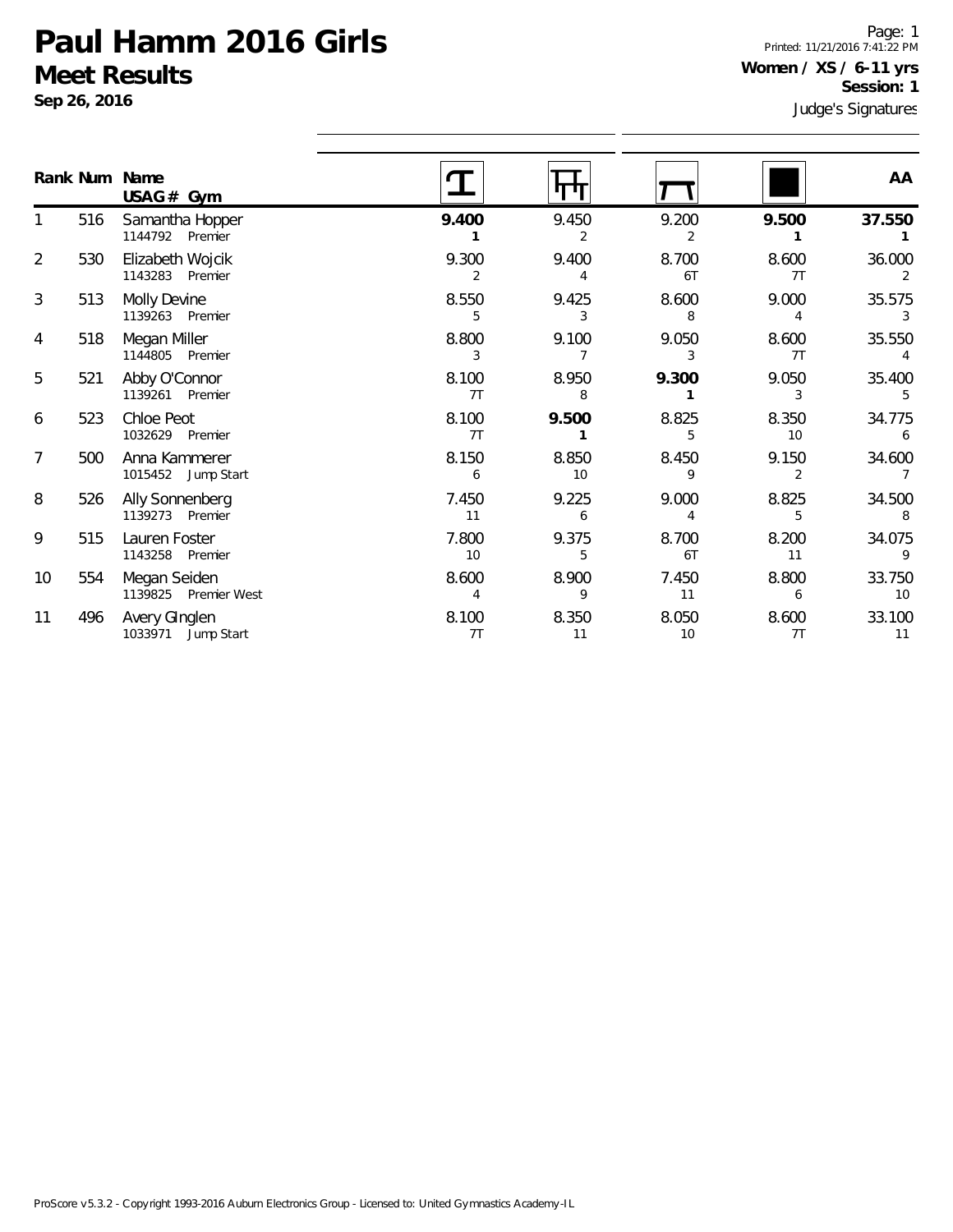# Paul Hamm 2016 Girls

## Meet Results

**Sep 26, 2016**

Page: 1
Printed: 11/21/2016 7:41:22 PM

**Women / XS / 6-11 yrs**
**Session: 1**

Judge's Signatures

| Rank | Num | Name / USAG # Gym | Vault | Bars | Beam | Floor | AA |
|---|---|---|---|---|---|---|---|
| 1 | 516 | Samantha Hopper<br>1144792 Premier | **9.400**<br>**1** | 9.450<br>2 | 9.200<br>2 | **9.500**<br>**1** | **37.550**<br>**1** |
| 2 | 530 | Elizabeth Wojcik<br>1143283 Premier | 9.300<br>2 | 9.400<br>4 | 8.700<br>6T | 8.600<br>7T | 36.000<br>2 |
| 3 | 513 | Molly Devine<br>1139263 Premier | 8.550<br>5 | 9.425<br>3 | 8.600<br>8 | 9.000<br>4 | 35.575<br>3 |
| 4 | 518 | Megan Miller<br>1144805 Premier | 8.800<br>3 | 9.100<br>7 | 9.050<br>3 | 8.600<br>7T | 35.550<br>4 |
| 5 | 521 | Abby O'Connor<br>1139261 Premier | 8.100<br>7T | 8.950<br>8 | **9.300**<br>**1** | 9.050<br>3 | 35.400<br>5 |
| 6 | 523 | Chloe Peot<br>1032629 Premier | 8.100<br>7T | **9.500**<br>**1** | 8.825<br>5 | 8.350<br>10 | 34.775<br>6 |
| 7 | 500 | Anna Kammerer<br>1015452 Jump Start | 8.150<br>6 | 8.850<br>10 | 8.450<br>9 | 9.150<br>2 | 34.600<br>7 |
| 8 | 526 | Ally Sonnenberg<br>1139273 Premier | 7.450<br>11 | 9.225<br>6 | 9.000<br>4 | 8.825<br>5 | 34.500<br>8 |
| 9 | 515 | Lauren Foster<br>1143258 Premier | 7.800<br>10 | 9.375<br>5 | 8.700<br>6T | 8.200<br>11 | 34.075<br>9 |
| 10 | 554 | Megan Seiden<br>1139825 Premier West | 8.600<br>4 | 8.900<br>9 | 7.450<br>11 | 8.800<br>6 | 33.750<br>10 |
| 11 | 496 | Avery Ginglen<br>1033971 Jump Start | 8.100<br>7T | 8.350<br>11 | 8.050<br>10 | 8.600<br>7T | 33.100<br>11 |

ProScore v5.3.2 - Copyright 1993-2016 Auburn Electronics Group - Licensed to: United Gymnastics Academy-IL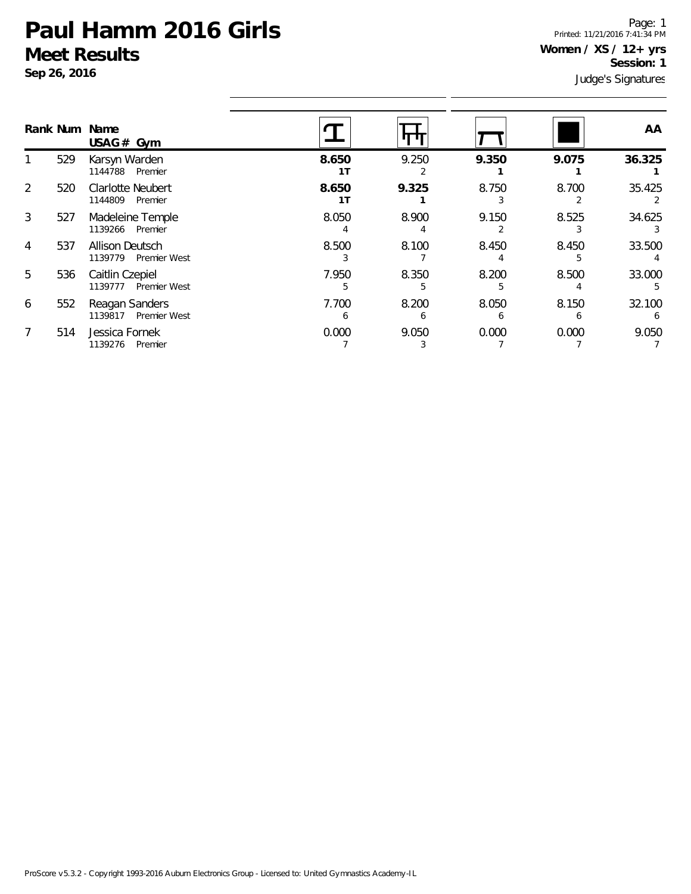# Paul Hamm 2016 Girls

## Meet Results

**Sep 26, 2016**

Page: 1
Printed: 11/21/2016 7:41:34 PM

**Women / XS / 12+ yrs**
**Session: 1**

Judge's Signatures

| Rank | Num | Name / USAG # Gym | Vault | Bars | Beam | Floor | AA |
|---|---|---|---|---|---|---|---|
| 1 | 529 | Karsyn Warden<br>1144788 Premier | **8.650**<br>**1T** | 9.250<br>2 | **9.350**<br>**1** | **9.075**<br>**1** | **36.325**<br>**1** |
| 2 | 520 | Clarlotte Neubert<br>1144809 Premier | **8.650**<br>**1T** | **9.325**<br>**1** | 8.750<br>3 | 8.700<br>2 | 35.425<br>2 |
| 3 | 527 | Madeleine Temple<br>1139266 Premier | 8.050<br>4 | 8.900<br>4 | 9.150<br>2 | 8.525<br>3 | 34.625<br>3 |
| 4 | 537 | Allison Deutsch<br>1139779 Premier West | 8.500<br>3 | 8.100<br>7 | 8.450<br>4 | 8.450<br>5 | 33.500<br>4 |
| 5 | 536 | Caitlin Czepiel<br>1139777 Premier West | 7.950<br>5 | 8.350<br>5 | 8.200<br>5 | 8.500<br>4 | 33.000<br>5 |
| 6 | 552 | Reagan Sanders<br>1139817 Premier West | 7.700<br>6 | 8.200<br>6 | 8.050<br>6 | 8.150<br>6 | 32.100<br>6 |
| 7 | 514 | Jessica Fornek<br>1139276 Premier | 0.000<br>7 | 9.050<br>3 | 0.000<br>7 | 0.000<br>7 | 9.050<br>7 |

ProScore v5.3.2 - Copyright 1993-2016 Auburn Electronics Group - Licensed to: United Gymnastics Academy-IL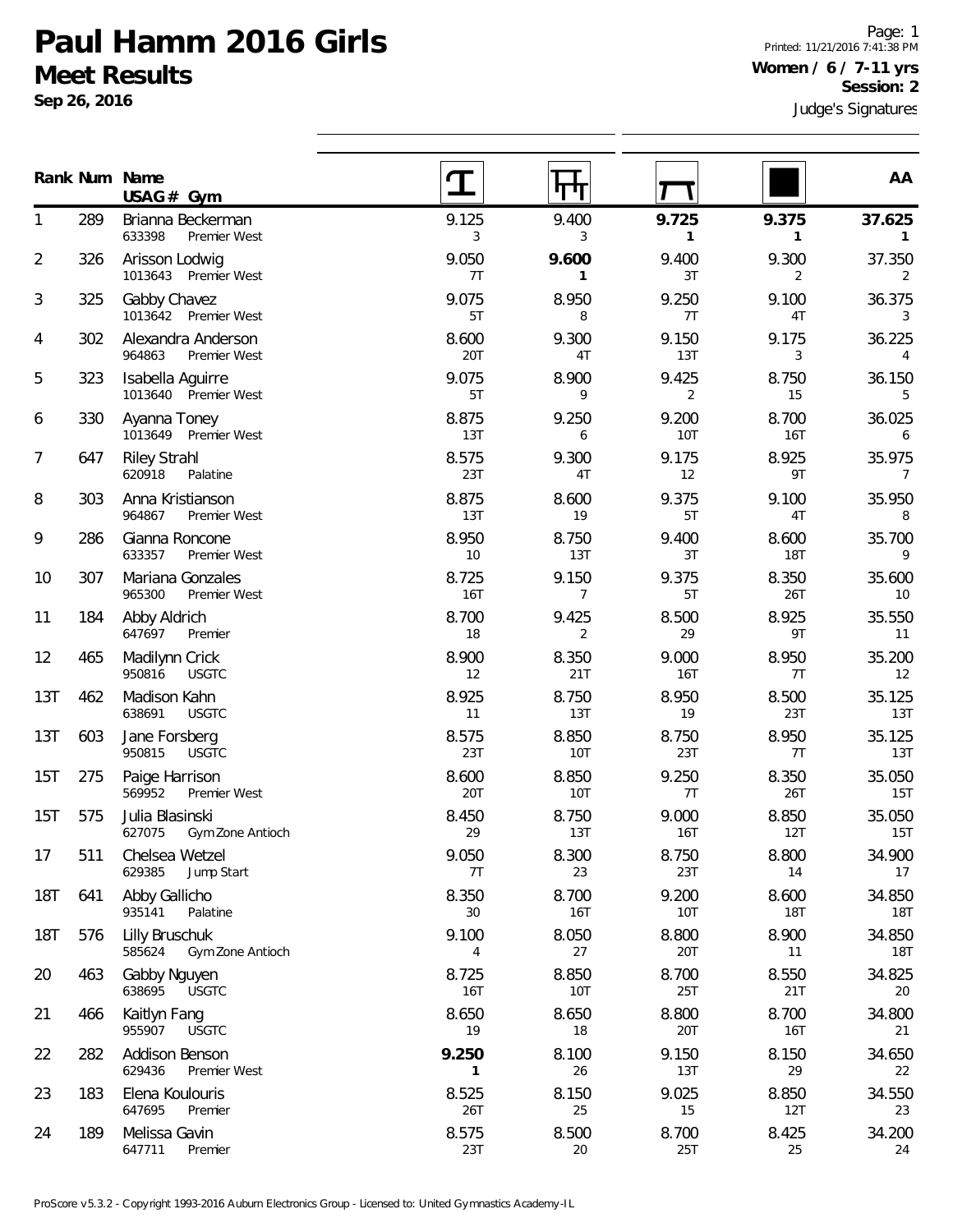# Paul Hamm 2016 Girls

## Meet Results

**Sep 26, 2016**

Page: 1
Printed: 11/21/2016 7:41:38 PM

**Women / 6 / 7-11 yrs**
**Session: 2**

Judge's Signatures

| Rank | Num | Name / USAG # Gym | Vault | Bars | Beam | Floor | AA |
|---|---|---|---|---|---|---|---|
| 1 | 289 | Brianna Beckerman<br>633398 Premier West | 9.125<br>3 | 9.400<br>3 | **9.725**<br>**1** | **9.375**<br>**1** | **37.625**<br>**1** |
| 2 | 326 | Arisson Lodwig<br>1013643 Premier West | 9.050<br>7T | **9.600**<br>**1** | 9.400<br>3T | 9.300<br>2 | 37.350<br>2 |
| 3 | 325 | Gabby Chavez<br>1013642 Premier West | 9.075<br>5T | 8.950<br>8 | 9.250<br>7T | 9.100<br>4T | 36.375<br>3 |
| 4 | 302 | Alexandra Anderson<br>964863 Premier West | 8.600<br>20T | 9.300<br>4T | 9.150<br>13T | 9.175<br>3 | 36.225<br>4 |
| 5 | 323 | Isabella Aguirre<br>1013640 Premier West | 9.075<br>5T | 8.900<br>9 | 9.425<br>2 | 8.750<br>15 | 36.150<br>5 |
| 6 | 330 | Ayanna Toney<br>1013649 Premier West | 8.875<br>13T | 9.250<br>6 | 9.200<br>10T | 8.700<br>16T | 36.025<br>6 |
| 7 | 647 | Riley Strahl<br>620918 Palatine | 8.575<br>23T | 9.300<br>4T | 9.175<br>12 | 8.925<br>9T | 35.975<br>7 |
| 8 | 303 | Anna Kristianson<br>964867 Premier West | 8.875<br>13T | 8.600<br>19 | 9.375<br>5T | 9.100<br>4T | 35.950<br>8 |
| 9 | 286 | Gianna Roncone<br>633357 Premier West | 8.950<br>10 | 8.750<br>13T | 9.400<br>3T | 8.600<br>18T | 35.700<br>9 |
| 10 | 307 | Mariana Gonzales<br>965300 Premier West | 8.725<br>16T | 9.150<br>7 | 9.375<br>5T | 8.350<br>26T | 35.600<br>10 |
| 11 | 184 | Abby Aldrich<br>647697 Premier | 8.700<br>18 | 9.425<br>2 | 8.500<br>29 | 8.925<br>9T | 35.550<br>11 |
| 12 | 465 | Madilynn Crick<br>950816 USGTC | 8.900<br>12 | 8.350<br>21T | 9.000<br>16T | 8.950<br>7T | 35.200<br>12 |
| 13T | 462 | Madison Kahn<br>638691 USGTC | 8.925<br>11 | 8.750<br>13T | 8.950<br>19 | 8.500<br>23T | 35.125<br>13T |
| 13T | 603 | Jane Forsberg<br>950815 USGTC | 8.575<br>23T | 8.850<br>10T | 8.750<br>23T | 8.950<br>7T | 35.125<br>13T |
| 15T | 275 | Paige Harrison<br>569952 Premier West | 8.600<br>20T | 8.850<br>10T | 9.250<br>7T | 8.350<br>26T | 35.050<br>15T |
| 15T | 575 | Julia Blasinski<br>627075 Gym Zone Antioch | 8.450<br>29 | 8.750<br>13T | 9.000<br>16T | 8.850<br>12T | 35.050<br>15T |
| 17 | 511 | Chelsea Wetzel<br>629385 Jump Start | 9.050<br>7T | 8.300<br>23 | 8.750<br>23T | 8.800<br>14 | 34.900<br>17 |
| 18T | 641 | Abby Gallicho<br>935141 Palatine | 8.350<br>30 | 8.700<br>16T | 9.200<br>10T | 8.600<br>18T | 34.850<br>18T |
| 18T | 576 | Lilly Bruschuk<br>585624 Gym Zone Antioch | 9.100<br>4 | 8.050<br>27 | 8.800<br>20T | 8.900<br>11 | 34.850<br>18T |
| 20 | 463 | Gabby Nguyen<br>638695 USGTC | 8.725<br>16T | 8.850<br>10T | 8.700<br>25T | 8.550<br>21T | 34.825<br>20 |
| 21 | 466 | Kaitlyn Fang<br>955907 USGTC | 8.650<br>19 | 8.650<br>18 | 8.800<br>20T | 8.700<br>16T | 34.800<br>21 |
| 22 | 282 | Addison Benson<br>629436 Premier West | **9.250**<br>**1** | 8.100<br>26 | 9.150<br>13T | 8.150<br>29 | 34.650<br>22 |
| 23 | 183 | Elena Koulouris<br>647695 Premier | 8.525<br>26T | 8.150<br>25 | 9.025<br>15 | 8.850<br>12T | 34.550<br>23 |
| 24 | 189 | Melissa Gavin<br>647711 Premier | 8.575<br>23T | 8.500<br>20 | 8.700<br>25T | 8.425<br>25 | 34.200<br>24 |

ProScore v5.3.2 - Copyright 1993-2016 Auburn Electronics Group - Licensed to: United Gymnastics Academy-IL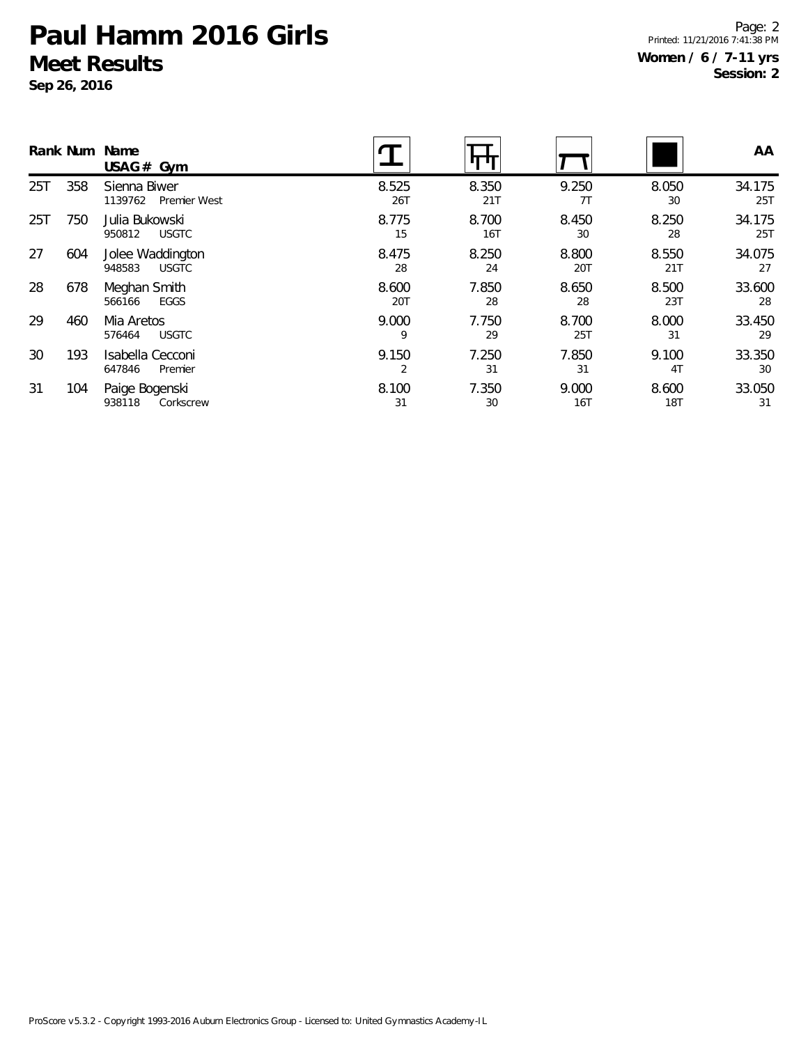# Paul Hamm 2016 Girls

## Meet Results

**Sep 26, 2016**

**Women / 6 / 7-11 yrs**
**Session: 2**

| Rank | Num | Name / USAG # / Gym | Vault | Bars | Beam | Floor | AA |
|---|---|---|---|---|---|---|---|
| 25T | 358 | Sienna Biwer<br>1139762 Premier West | 8.525<br>26T | 8.350<br>21T | 9.250<br>7T | 8.050<br>30 | 34.175<br>25T |
| 25T | 750 | Julia Bukowski<br>950812 USGTC | 8.775<br>15 | 8.700<br>16T | 8.450<br>30 | 8.250<br>28 | 34.175<br>25T |
| 27 | 604 | Jolee Waddington<br>948583 USGTC | 8.475<br>28 | 8.250<br>24 | 8.800<br>20T | 8.550<br>21T | 34.075<br>27 |
| 28 | 678 | Meghan Smith<br>566166 EGGS | 8.600<br>20T | 7.850<br>28 | 8.650<br>28 | 8.500<br>23T | 33.600<br>28 |
| 29 | 460 | Mia Aretos<br>576464 USGTC | 9.000<br>9 | 7.750<br>29 | 8.700<br>25T | 8.000<br>31 | 33.450<br>29 |
| 30 | 193 | Isabella Cecconi<br>647846 Premier | 9.150<br>2 | 7.250<br>31 | 7.850<br>31 | 9.100<br>4T | 33.350<br>30 |
| 31 | 104 | Paige Bogenski<br>938118 Corkscrew | 8.100<br>31 | 7.350<br>30 | 9.000<br>16T | 8.600<br>18T | 33.050<br>31 |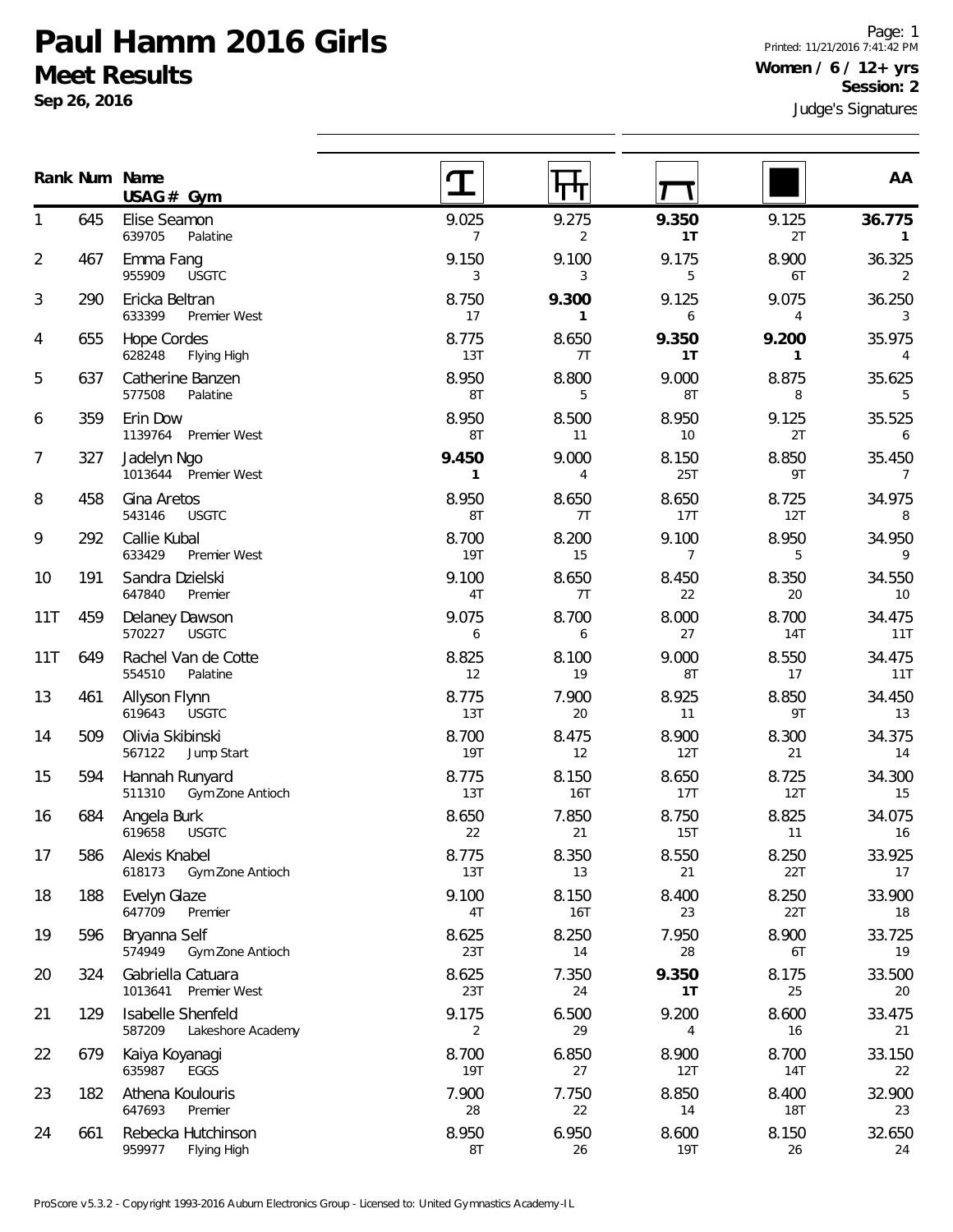# Paul Hamm 2016 Girls

## Meet Results

**Sep 26, 2016**

Printed: 11/21/2016 7:41:42 PM

**Women / 6 / 12+ yrs**

**Session: 2**

Judge's Signatures

| Rank | Num | Name / USAG # / Gym | Vault | Bars | Beam | Floor | AA |
|---|---|---|---|---|---|---|---|
| 1 | 645 | Elise Seamon 639705 Palatine | 9.025 7 | 9.275 2 | **9.350 1T** | 9.125 2T | **36.775 1** |
| 2 | 467 | Emma Fang 955909 USGTC | 9.150 3 | 9.100 3 | 9.175 5 | 8.900 6T | 36.325 2 |
| 3 | 290 | Ericka Beltran 633399 Premier West | 8.750 17 | **9.300 1** | 9.125 6 | 9.075 4 | 36.250 3 |
| 4 | 655 | Hope Cordes 628248 Flying High | 8.775 13T | 8.650 7T | **9.350 1T** | **9.200 1** | 35.975 4 |
| 5 | 637 | Catherine Banzen 577508 Palatine | 8.950 8T | 8.800 5 | 9.000 8T | 8.875 8 | 35.625 5 |
| 6 | 359 | Erin Dow 1139764 Premier West | 8.950 8T | 8.500 11 | 8.950 10 | 9.125 2T | 35.525 6 |
| 7 | 327 | Jadelyn Ngo 1013644 Premier West | **9.450 1** | 9.000 4 | 8.150 25T | 8.850 9T | 35.450 7 |
| 8 | 458 | Gina Aretos 543146 USGTC | 8.950 8T | 8.650 7T | 8.650 17T | 8.725 12T | 34.975 8 |
| 9 | 292 | Callie Kubal 633429 Premier West | 8.700 19T | 8.200 15 | 9.100 7 | 8.950 5 | 34.950 9 |
| 10 | 191 | Sandra Dzielski 647840 Premier | 9.100 4T | 8.650 7T | 8.450 22 | 8.350 20 | 34.550 10 |
| 11T | 459 | Delaney Dawson 570227 USGTC | 9.075 6 | 8.700 6 | 8.000 27 | 8.700 14T | 34.475 11T |
| 11T | 649 | Rachel Van de Cotte 554510 Palatine | 8.825 12 | 8.100 19 | 9.000 8T | 8.550 17 | 34.475 11T |
| 13 | 461 | Allyson Flynn 619643 USGTC | 8.775 13T | 7.900 20 | 8.925 11 | 8.850 9T | 34.450 13 |
| 14 | 509 | Olivia Skibinski 567122 Jump Start | 8.700 19T | 8.475 12 | 8.900 12T | 8.300 21 | 34.375 14 |
| 15 | 594 | Hannah Runyard 511310 Gym Zone Antioch | 8.775 13T | 8.150 16T | 8.650 17T | 8.725 12T | 34.300 15 |
| 16 | 684 | Angela Burk 619658 USGTC | 8.650 22 | 7.850 21 | 8.750 15T | 8.825 11 | 34.075 16 |
| 17 | 586 | Alexis Knabel 618173 Gym Zone Antioch | 8.775 13T | 8.350 13 | 8.550 21 | 8.250 22T | 33.925 17 |
| 18 | 188 | Evelyn Glaze 647709 Premier | 9.100 4T | 8.150 16T | 8.400 23 | 8.250 22T | 33.900 18 |
| 19 | 596 | Bryanna Self 574949 Gym Zone Antioch | 8.625 23T | 8.250 14 | 7.950 28 | 8.900 6T | 33.725 19 |
| 20 | 324 | Gabriella Catuara 1013641 Premier West | 8.625 23T | 7.350 24 | **9.350 1T** | 8.175 25 | 33.500 20 |
| 21 | 129 | Isabelle Shenfeld 587209 Lakeshore Academy | 9.175 2 | 6.500 29 | 9.200 4 | 8.600 16 | 33.475 21 |
| 22 | 679 | Kaiya Koyanagi 635987 EGGS | 8.700 19T | 6.850 27 | 8.900 12T | 8.700 14T | 33.150 22 |
| 23 | 182 | Athena Koulouris 647693 Premier | 7.900 28 | 7.750 22 | 8.850 14 | 8.400 18T | 32.900 23 |
| 24 | 661 | Rebecka Hutchinson 959977 Flying High | 8.950 8T | 6.950 26 | 8.600 19T | 8.150 26 | 32.650 24 |

ProScore v5.3.2 - Copyright 1993-2016 Auburn Electronics Group - Licensed to: United Gymnastics Academy-IL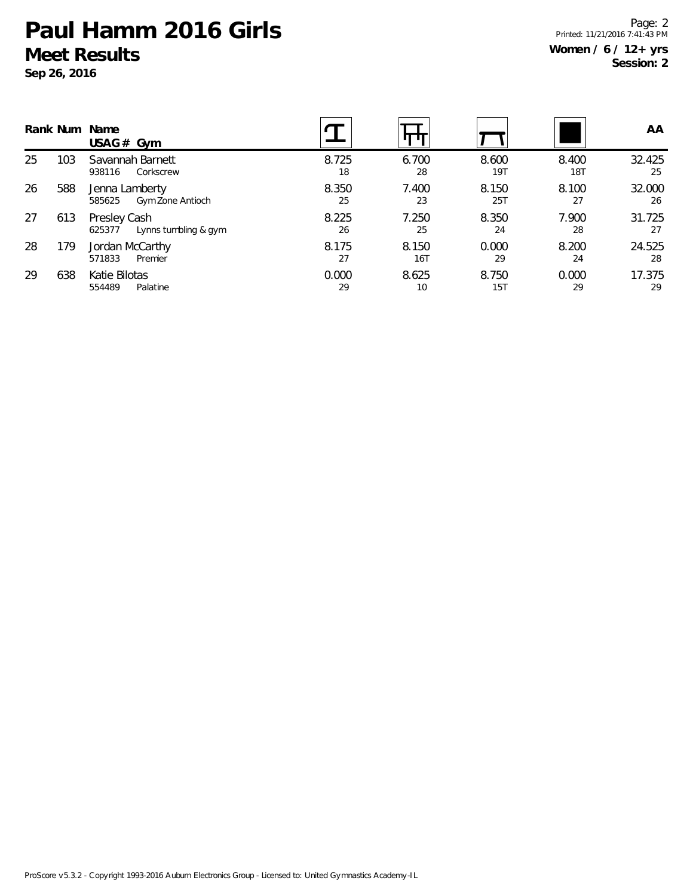# Paul Hamm 2016 Girls

## Meet Results

**Sep 26, 2016**

**Women / 6 / 12+ yrs**
**Session: 2**

| Rank | Num | Name / USAG # Gym | Vault | Bars | Beam | Floor | AA |
|---|---|---|---|---|---|---|---|
| 25 | 103 | Savannah Barnett<br>938116 Corkscrew | 8.725<br>18 | 6.700<br>28 | 8.600<br>19T | 8.400<br>18T | 32.425<br>25 |
| 26 | 588 | Jenna Lamberty<br>585625 Gym Zone Antioch | 8.350<br>25 | 7.400<br>23 | 8.150<br>25T | 8.100<br>27 | 32.000<br>26 |
| 27 | 613 | Presley Cash<br>625377 Lynns tumbling & gym | 8.225<br>26 | 7.250<br>25 | 8.350<br>24 | 7.900<br>28 | 31.725<br>27 |
| 28 | 179 | Jordan McCarthy<br>571833 Premier | 8.175<br>27 | 8.150<br>16T | 0.000<br>29 | 8.200<br>24 | 24.525<br>28 |
| 29 | 638 | Katie Bilotas<br>554489 Palatine | 0.000<br>29 | 8.625<br>10 | 8.750<br>15T | 0.000<br>29 | 17.375<br>29 |

ProScore v5.3.2 - Copyright 1993-2016 Auburn Electronics Group - Licensed to: United Gymnastics Academy-IL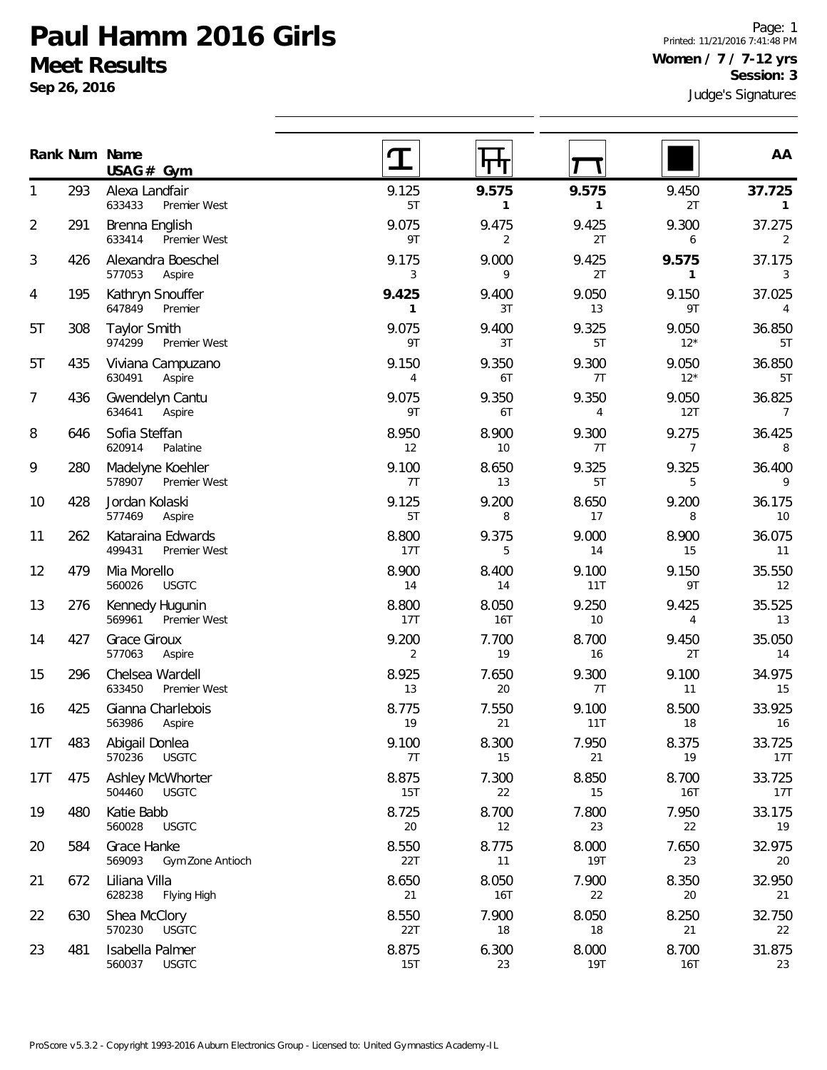# Paul Hamm 2016 Girls

## Meet Results

**Sep 26, 2016**

Printed: 11/21/2016 7:41:48 PM

**Women / 7 / 7-12 yrs**

**Session: 3**

Judge's Signatures

| Rank | Num | Name / USAG # / Gym | Vault | Bars | Beam | Floor | AA |
|---|---|---|---|---|---|---|---|
| 1 | 293 | Alexa Landfair 633433 Premier West | 9.125 5T | **9.575 1** | **9.575 1** | 9.450 2T | **37.725 1** |
| 2 | 291 | Brenna English 633414 Premier West | 9.075 9T | 9.475 2 | 9.425 2T | 9.300 6 | 37.275 2 |
| 3 | 426 | Alexandra Boeschel 577053 Aspire | 9.175 3 | 9.000 9 | 9.425 2T | **9.575 1** | 37.175 3 |
| 4 | 195 | Kathryn Snouffer 647849 Premier | **9.425 1** | 9.400 3T | 9.050 13 | 9.150 9T | 37.025 4 |
| 5T | 308 | Taylor Smith 974299 Premier West | 9.075 9T | 9.400 3T | 9.325 5T | 9.050 12* | 36.850 5T |
| 5T | 435 | Viviana Campuzano 630491 Aspire | 9.150 4 | 9.350 6T | 9.300 7T | 9.050 12* | 36.850 5T |
| 7 | 436 | Gwendelyn Cantu 634641 Aspire | 9.075 9T | 9.350 6T | 9.350 4 | 9.050 12T | 36.825 7 |
| 8 | 646 | Sofia Steffan 620914 Palatine | 8.950 12 | 8.900 10 | 9.300 7T | 9.275 7 | 36.425 8 |
| 9 | 280 | Madelyne Koehler 578907 Premier West | 9.100 7T | 8.650 13 | 9.325 5T | 9.325 5 | 36.400 9 |
| 10 | 428 | Jordan Kolaski 577469 Aspire | 9.125 5T | 9.200 8 | 8.650 17 | 9.200 8 | 36.175 10 |
| 11 | 262 | Kataraina Edwards 499431 Premier West | 8.800 17T | 9.375 5 | 9.000 14 | 8.900 15 | 36.075 11 |
| 12 | 479 | Mia Morello 560026 USGTC | 8.900 14 | 8.400 14 | 9.100 11T | 9.150 9T | 35.550 12 |
| 13 | 276 | Kennedy Hugunin 569961 Premier West | 8.800 17T | 8.050 16T | 9.250 10 | 9.425 4 | 35.525 13 |
| 14 | 427 | Grace Giroux 577063 Aspire | 9.200 2 | 7.700 19 | 8.700 16 | 9.450 2T | 35.050 14 |
| 15 | 296 | Chelsea Wardell 633450 Premier West | 8.925 13 | 7.650 20 | 9.300 7T | 9.100 11 | 34.975 15 |
| 16 | 425 | Gianna Charlebois 563986 Aspire | 8.775 19 | 7.550 21 | 9.100 11T | 8.500 18 | 33.925 16 |
| 17T | 483 | Abigail Donlea 570236 USGTC | 9.100 7T | 8.300 15 | 7.950 21 | 8.375 19 | 33.725 17T |
| 17T | 475 | Ashley McWhorter 504460 USGTC | 8.875 15T | 7.300 22 | 8.850 15 | 8.700 16T | 33.725 17T |
| 19 | 480 | Katie Babb 560028 USGTC | 8.725 20 | 8.700 12 | 7.800 23 | 7.950 22 | 33.175 19 |
| 20 | 584 | Grace Hanke 569093 Gym Zone Antioch | 8.550 22T | 8.775 11 | 8.000 19T | 7.650 23 | 32.975 20 |
| 21 | 672 | Liliana Villa 628238 Flying High | 8.650 21 | 8.050 16T | 7.900 22 | 8.350 20 | 32.950 21 |
| 22 | 630 | Shea McClory 570230 USGTC | 8.550 22T | 7.900 18 | 8.050 18 | 8.250 21 | 32.750 22 |
| 23 | 481 | Isabella Palmer 560037 USGTC | 8.875 15T | 6.300 23 | 8.000 19T | 8.700 16T | 31.875 23 |

ProScore v5.3.2 - Copyright 1993-2016 Auburn Electronics Group - Licensed to: United Gymnastics Academy-IL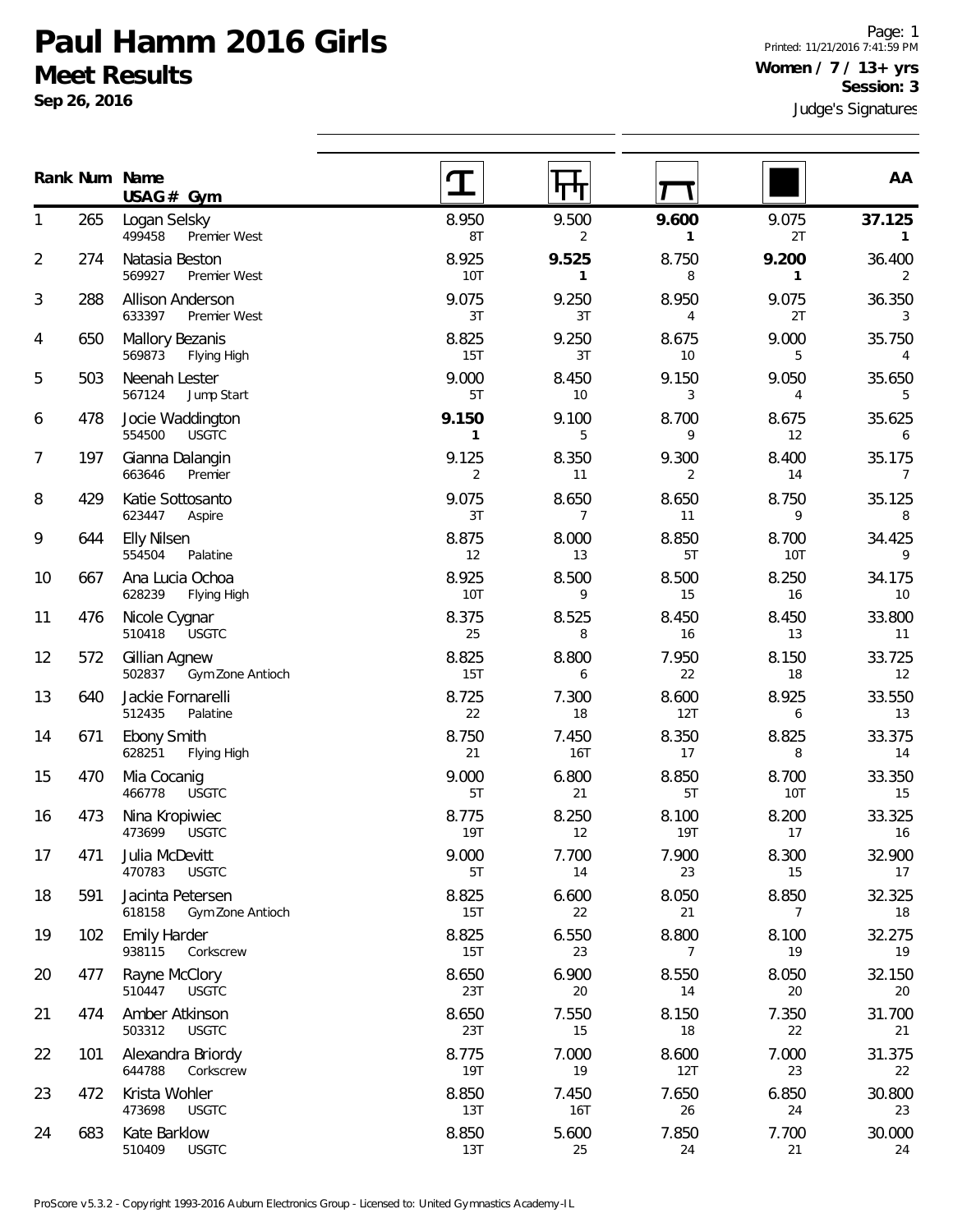# Paul Hamm 2016 Girls

## Meet Results

**Sep 26, 2016**

Printed: 11/21/2016 7:41:59 PM

**Women / 7 / 13+ yrs**

**Session: 3**

Judge's Signatures

| Rank | Num | Name / USAG # / Gym | Vault | Bars | Beam | Floor | AA |
|---|---|---|---|---|---|---|---|
| 1 | 265 | Logan Selsky 499458 Premier West | 8.950 8T | 9.500 2 | **9.600 1** | 9.075 2T | **37.125 1** |
| 2 | 274 | Natasia Beston 569927 Premier West | 8.925 10T | **9.525 1** | 8.750 8 | **9.200 1** | 36.400 2 |
| 3 | 288 | Allison Anderson 633397 Premier West | 9.075 3T | 9.250 3T | 8.950 4 | 9.075 2T | 36.350 3 |
| 4 | 650 | Mallory Bezanis 569873 Flying High | 8.825 15T | 9.250 3T | 8.675 10 | 9.000 5 | 35.750 4 |
| 5 | 503 | Neenah Lester 567124 Jump Start | 9.000 5T | 8.450 10 | 9.150 3 | 9.050 4 | 35.650 5 |
| 6 | 478 | Jocie Waddington 554500 USGTC | **9.150 1** | 9.100 5 | 8.700 9 | 8.675 12 | 35.625 6 |
| 7 | 197 | Gianna Dalangin 663646 Premier | 9.125 2 | 8.350 11 | 9.300 2 | 8.400 14 | 35.175 7 |
| 8 | 429 | Katie Sottosanto 623447 Aspire | 9.075 3T | 8.650 7 | 8.650 11 | 8.750 9 | 35.125 8 |
| 9 | 644 | Elly Nilsen 554504 Palatine | 8.875 12 | 8.000 13 | 8.850 5T | 8.700 10T | 34.425 9 |
| 10 | 667 | Ana Lucia Ochoa 628239 Flying High | 8.925 10T | 8.500 9 | 8.500 15 | 8.250 16 | 34.175 10 |
| 11 | 476 | Nicole Cygnar 510418 USGTC | 8.375 25 | 8.525 8 | 8.450 16 | 8.450 13 | 33.800 11 |
| 12 | 572 | Gillian Agnew 502837 Gym Zone Antioch | 8.825 15T | 8.800 6 | 7.950 22 | 8.150 18 | 33.725 12 |
| 13 | 640 | Jackie Fornarelli 512435 Palatine | 8.725 22 | 7.300 18 | 8.600 12T | 8.925 6 | 33.550 13 |
| 14 | 671 | Ebony Smith 628251 Flying High | 8.750 21 | 7.450 16T | 8.350 17 | 8.825 8 | 33.375 14 |
| 15 | 470 | Mia Cocanig 466778 USGTC | 9.000 5T | 6.800 21 | 8.850 5T | 8.700 10T | 33.350 15 |
| 16 | 473 | Nina Kropiwiec 473699 USGTC | 8.775 19T | 8.250 12 | 8.100 19T | 8.200 17 | 33.325 16 |
| 17 | 471 | Julia McDevitt 470783 USGTC | 9.000 5T | 7.700 14 | 7.900 23 | 8.300 15 | 32.900 17 |
| 18 | 591 | Jacinta Petersen 618158 Gym Zone Antioch | 8.825 15T | 6.600 22 | 8.050 21 | 8.850 7 | 32.325 18 |
| 19 | 102 | Emily Harder 938115 Corkscrew | 8.825 15T | 6.550 23 | 8.800 7 | 8.100 19 | 32.275 19 |
| 20 | 477 | Rayne McClory 510447 USGTC | 8.650 23T | 6.900 20 | 8.550 14 | 8.050 20 | 32.150 20 |
| 21 | 474 | Amber Atkinson 503312 USGTC | 8.650 23T | 7.550 15 | 8.150 18 | 7.350 22 | 31.700 21 |
| 22 | 101 | Alexandra Briordy 644788 Corkscrew | 8.775 19T | 7.000 19 | 8.600 12T | 7.000 23 | 31.375 22 |
| 23 | 472 | Krista Wohler 473698 USGTC | 8.850 13T | 7.450 16T | 7.650 26 | 6.850 24 | 30.800 23 |
| 24 | 683 | Kate Barklow 510409 USGTC | 8.850 13T | 5.600 25 | 7.850 24 | 7.700 21 | 30.000 24 |

ProScore v5.3.2 - Copyright 1993-2016 Auburn Electronics Group - Licensed to: United Gymnastics Academy-IL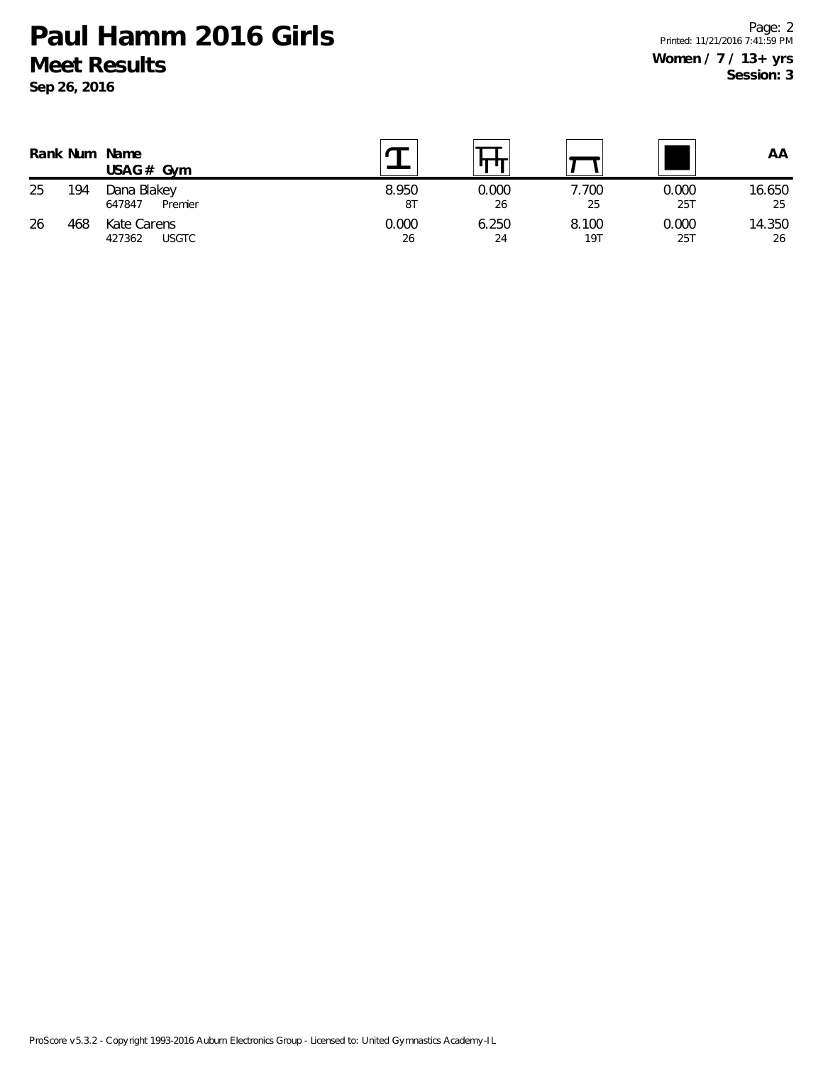# Paul Hamm 2016 Girls

## Meet Results

**Sep 26, 2016**

**Women / 7 / 13+ yrs**
**Session: 3**

| Rank | Num | Name<br>USAG # Gym | Vault | Bars | Beam | Floor | AA |
|---|---|---|---|---|---|---|---|
| 25 | 194 | Dana Blakey<br>647847 Premier | 8.950<br>8T | 0.000<br>26 | 7.700<br>25 | 0.000<br>25T | 16.650<br>25 |
| 26 | 468 | Kate Carens<br>427362 USGTC | 0.000<br>26 | 6.250<br>24 | 8.100<br>19T | 0.000<br>25T | 14.350<br>26 |

ProScore v5.3.2 - Copyright 1993-2016 Auburn Electronics Group - Licensed to: United Gymnastics Academy-IL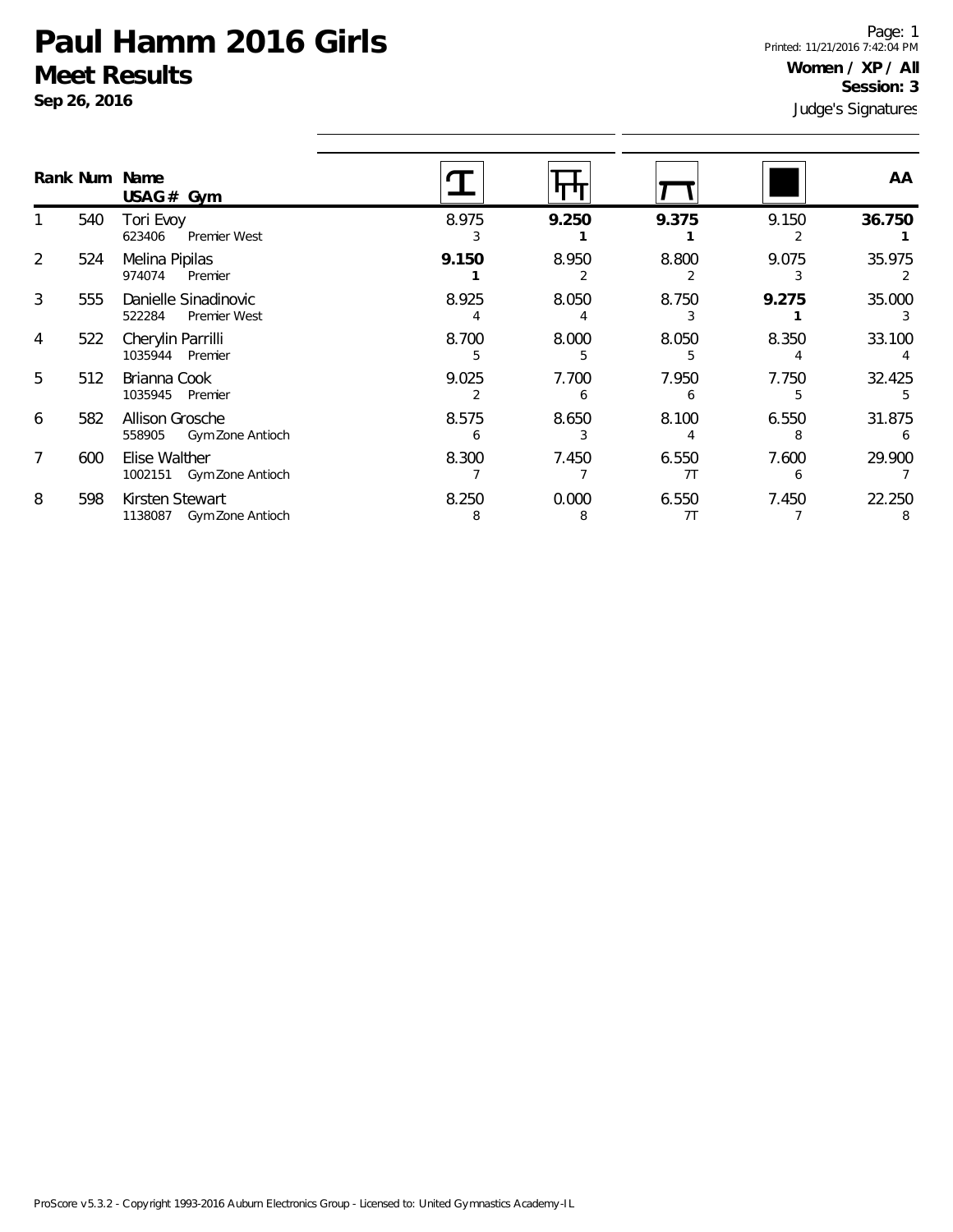# Paul Hamm 2016 Girls

## Meet Results

**Sep 26, 2016**

Printed: 11/21/2016 7:42:04 PM

**Women / XP / All**
**Session: 3**

Judge's Signatures

| Rank | Num | Name / USAG # / Gym | Vault | Bars | Beam | Floor | AA |
|---|---|---|---|---|---|---|---|
| 1 | 540 | Tori Evoy<br>623406 Premier West | 8.975<br>3 | **9.250**<br>**1** | **9.375**<br>**1** | 9.150<br>2 | **36.750**<br>**1** |
| 2 | 524 | Melina Pipilas<br>974074 Premier | **9.150**<br>**1** | 8.950<br>2 | 8.800<br>2 | 9.075<br>3 | 35.975<br>2 |
| 3 | 555 | Danielle Sinadinovic<br>522284 Premier West | 8.925<br>4 | 8.050<br>4 | 8.750<br>3 | **9.275**<br>**1** | 35.000<br>3 |
| 4 | 522 | Cherylin Parrilli<br>1035944 Premier | 8.700<br>5 | 8.000<br>5 | 8.050<br>5 | 8.350<br>4 | 33.100<br>4 |
| 5 | 512 | Brianna Cook<br>1035945 Premier | 9.025<br>2 | 7.700<br>6 | 7.950<br>6 | 7.750<br>5 | 32.425<br>5 |
| 6 | 582 | Allison Grosche<br>558905 Gym Zone Antioch | 8.575<br>6 | 8.650<br>3 | 8.100<br>4 | 6.550<br>8 | 31.875<br>6 |
| 7 | 600 | Elise Walther<br>1002151 Gym Zone Antioch | 8.300<br>7 | 7.450<br>7 | 6.550<br>7T | 7.600<br>6 | 29.900<br>7 |
| 8 | 598 | Kirsten Stewart<br>1138087 Gym Zone Antioch | 8.250<br>8 | 0.000<br>8 | 6.550<br>7T | 7.450<br>7 | 22.250<br>8 |

ProScore v5.3.2 - Copyright 1993-2016 Auburn Electronics Group - Licensed to: United Gymnastics Academy-IL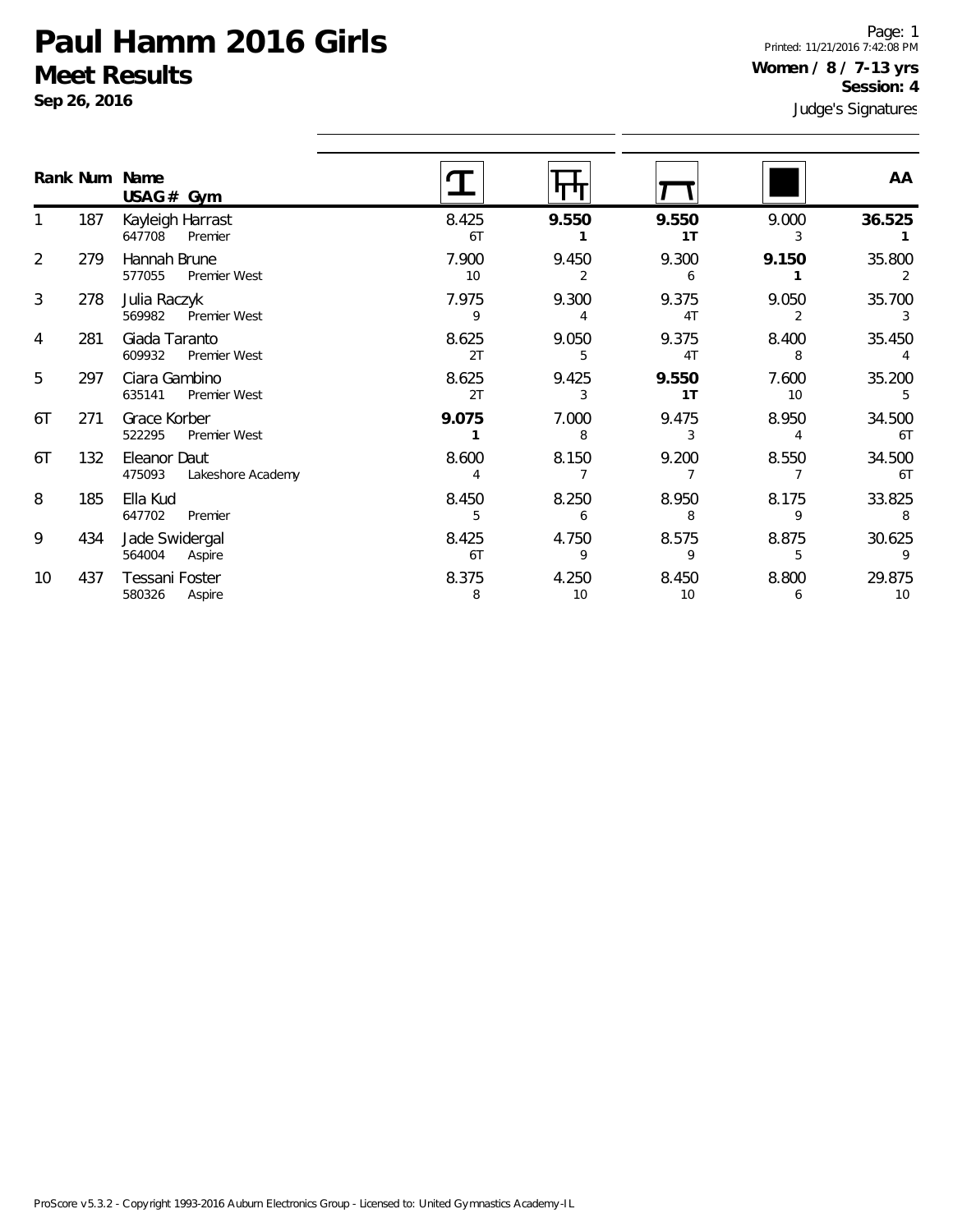# Paul Hamm 2016 Girls

## Meet Results

**Sep 26, 2016**

Page: 1
Printed: 11/21/2016 7:42:08 PM

**Women / 8 / 7-13 yrs**
**Session: 4**

Judge's Signatures

| Rank | Num | Name / USAG # / Gym | Vault | Bars | Beam | Floor | AA |
|---|---|---|---|---|---|---|---|
| 1 | 187 | Kayleigh Harrast<br>647708 Premier | 8.425<br>6T | **9.550**<br>**1** | **9.550**<br>**1T** | 9.000<br>3 | **36.525**<br>**1** |
| 2 | 279 | Hannah Brune<br>577055 Premier West | 7.900<br>10 | 9.450<br>2 | 9.300<br>6 | **9.150**<br>**1** | 35.800<br>2 |
| 3 | 278 | Julia Raczyk<br>569982 Premier West | 7.975<br>9 | 9.300<br>4 | 9.375<br>4T | 9.050<br>2 | 35.700<br>3 |
| 4 | 281 | Giada Taranto<br>609932 Premier West | 8.625<br>2T | 9.050<br>5 | 9.375<br>4T | 8.400<br>8 | 35.450<br>4 |
| 5 | 297 | Ciara Gambino<br>635141 Premier West | 8.625<br>2T | 9.425<br>3 | **9.550**<br>**1T** | 7.600<br>10 | 35.200<br>5 |
| 6T | 271 | Grace Korber<br>522295 Premier West | **9.075**<br>**1** | 7.000<br>8 | 9.475<br>3 | 8.950<br>4 | 34.500<br>6T |
| 6T | 132 | Eleanor Daut<br>475093 Lakeshore Academy | 8.600<br>4 | 8.150<br>7 | 9.200<br>7 | 8.550<br>7 | 34.500<br>6T |
| 8 | 185 | Ella Kud<br>647702 Premier | 8.450<br>5 | 8.250<br>6 | 8.950<br>8 | 8.175<br>9 | 33.825<br>8 |
| 9 | 434 | Jade Swidergal<br>564004 Aspire | 8.425<br>6T | 4.750<br>9 | 8.575<br>9 | 8.875<br>5 | 30.625<br>9 |
| 10 | 437 | Tessani Foster<br>580326 Aspire | 8.375<br>8 | 4.250<br>10 | 8.450<br>10 | 8.800<br>6 | 29.875<br>10 |

ProScore v5.3.2 - Copyright 1993-2016 Auburn Electronics Group - Licensed to: United Gymnastics Academy-IL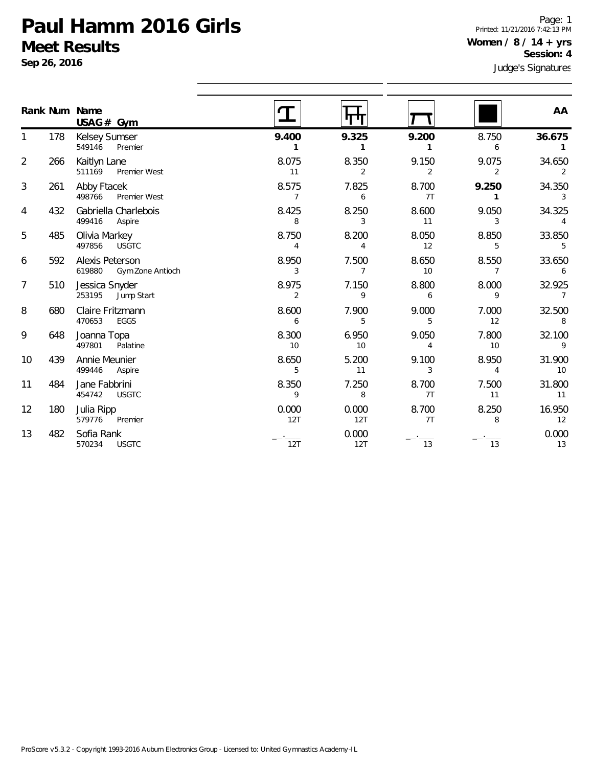# Paul Hamm 2016 Girls
## Meet Results

**Sep 26, 2016**

Page: 1
Printed: 11/21/2016 7:42:13 PM

**Women / 8 / 14 + yrs**
**Session: 4**
Judge's Signatures

| Rank | Num | Name / USAG # / Gym | Vault | Bars | Beam | Floor | AA |
|---|---|---|---|---|---|---|---|
| 1 | 178 | Kelsey Sumser<br>549146 Premier | **9.400**<br>**1** | **9.325**<br>**1** | **9.200**<br>**1** | 8.750<br>6 | **36.675**<br>**1** |
| 2 | 266 | Kaitlyn Lane<br>511169 Premier West | 8.075<br>11 | 8.350<br>2 | 9.150<br>2 | 9.075<br>2 | 34.650<br>2 |
| 3 | 261 | Abby Ftacek<br>498766 Premier West | 8.575<br>7 | 7.825<br>6 | 8.700<br>7T | **9.250**<br>**1** | 34.350<br>3 |
| 4 | 432 | Gabriella Charlebois<br>499416 Aspire | 8.425<br>8 | 8.250<br>3 | 8.600<br>11 | 9.050<br>3 | 34.325<br>4 |
| 5 | 485 | Olivia Markey<br>497856 USGTC | 8.750<br>4 | 8.200<br>4 | 8.050<br>12 | 8.850<br>5 | 33.850<br>5 |
| 6 | 592 | Alexis Peterson<br>619880 Gym Zone Antioch | 8.950<br>3 | 7.500<br>7 | 8.650<br>10 | 8.550<br>7 | 33.650<br>6 |
| 7 | 510 | Jessica Snyder<br>253195 Jump Start | 8.975<br>2 | 7.150<br>9 | 8.800<br>6 | 8.000<br>9 | 32.925<br>7 |
| 8 | 680 | Claire Fritzmann<br>470653 EGGS | 8.600<br>6 | 7.900<br>5 | 9.000<br>5 | 7.000<br>12 | 32.500<br>8 |
| 9 | 648 | Joanna Topa<br>497801 Palatine | 8.300<br>10 | 6.950<br>10 | 9.050<br>4 | 7.800<br>10 | 32.100<br>9 |
| 10 | 439 | Annie Meunier<br>499446 Aspire | 8.650<br>5 | 5.200<br>11 | 9.100<br>3 | 8.950<br>4 | 31.900<br>10 |
| 11 | 484 | Jane Fabbrini<br>454742 USGTC | 8.350<br>9 | 7.250<br>8 | 8.700<br>7T | 7.500<br>11 | 31.800<br>11 |
| 12 | 180 | Julia Ripp<br>579776 Premier | 0.000<br>12T | 0.000<br>12T | 8.700<br>7T | 8.250<br>8 | 16.950<br>12 |
| 13 | 482 | Sofia Rank<br>570234 USGTC | \_\_.\_\_\_<br>12T | 0.000<br>12T | \_\_.\_\_\_<br>13 | \_\_.\_\_\_<br>13 | 0.000<br>13 |

ProScore v5.3.2 - Copyright 1993-2016 Auburn Electronics Group - Licensed to: United Gymnastics Academy-IL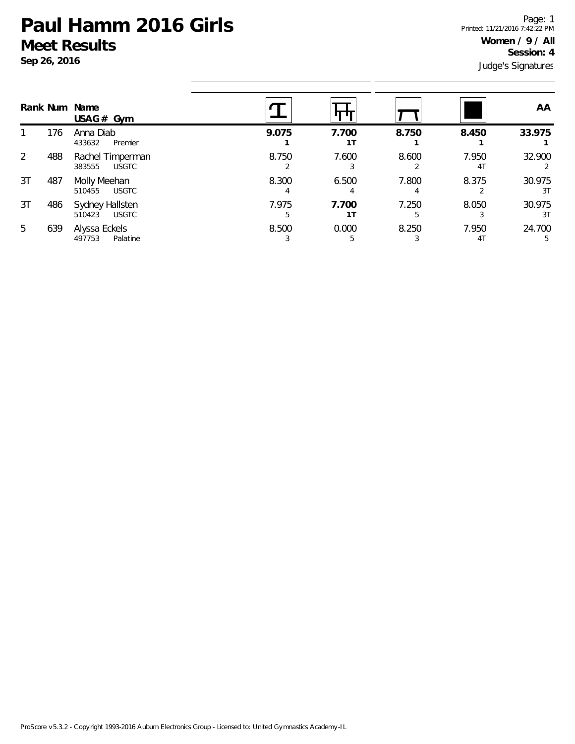# Paul Hamm 2016 Girls

## Meet Results

**Sep 26, 2016**

Page: 1
Printed: 11/21/2016 7:42:22 PM

**Women / 9 / All**
**Session: 4**
Judge's Signatures

| Rank | Num | Name / USAG # Gym | Vault | Bars | Beam | Floor | AA |
|---|---|---|---|---|---|---|---|
| 1 | 176 | Anna Diab<br>433632 Premier | **9.075**<br>**1** | **7.700**<br>**1T** | **8.750**<br>**1** | **8.450**<br>**1** | **33.975**<br>**1** |
| 2 | 488 | Rachel Timperman<br>383555 USGTC | 8.750<br>2 | 7.600<br>3 | 8.600<br>2 | 7.950<br>4T | 32.900<br>2 |
| 3T | 487 | Molly Meehan<br>510455 USGTC | 8.300<br>4 | 6.500<br>4 | 7.800<br>4 | 8.375<br>2 | 30.975<br>3T |
| 3T | 486 | Sydney Hallsten<br>510423 USGTC | 7.975<br>5 | **7.700**<br>**1T** | 7.250<br>5 | 8.050<br>3 | 30.975<br>3T |
| 5 | 639 | Alyssa Eckels<br>497753 Palatine | 8.500<br>3 | 0.000<br>5 | 8.250<br>3 | 7.950<br>4T | 24.700<br>5 |

ProScore v5.3.2 - Copyright 1993-2016 Auburn Electronics Group - Licensed to: United Gymnastics Academy-IL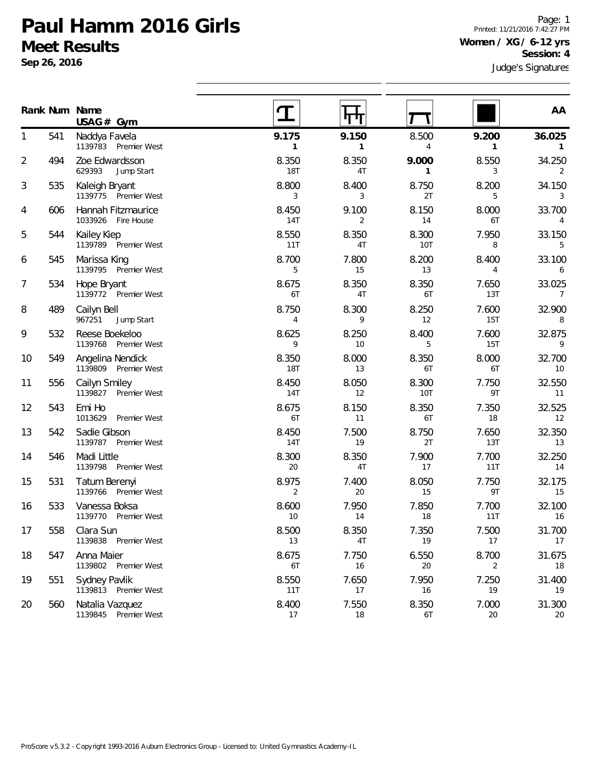# Paul Hamm 2016 Girls

## Meet Results

**Sep 26, 2016**

Printed: 11/21/2016 7:42:27 PM

**Women / XG / 6-12 yrs**

**Session: 4**

Judge's Signatures

| Rank | Num | Name / USAG # Gym | Vault | Bars | Beam | Floor | AA |
|---|---|---|---|---|---|---|---|
| 1 | 541 | Naddya Favela<br>1139783 Premier West | **9.175**<br>**1** | **9.150**<br>**1** | 8.500<br>4 | **9.200**<br>**1** | **36.025**<br>**1** |
| 2 | 494 | Zoe Edwardsson<br>629393 Jump Start | 8.350<br>18T | 8.350<br>4T | **9.000**<br>**1** | 8.550<br>3 | 34.250<br>2 |
| 3 | 535 | Kaleigh Bryant<br>1139775 Premier West | 8.800<br>3 | 8.400<br>3 | 8.750<br>2T | 8.200<br>5 | 34.150<br>3 |
| 4 | 606 | Hannah Fitzmaurice<br>1033926 Fire House | 8.450<br>14T | 9.100<br>2 | 8.150<br>14 | 8.000<br>6T | 33.700<br>4 |
| 5 | 544 | Kailey Kiep<br>1139789 Premier West | 8.550<br>11T | 8.350<br>4T | 8.300<br>10T | 7.950<br>8 | 33.150<br>5 |
| 6 | 545 | Marissa King<br>1139795 Premier West | 8.700<br>5 | 7.800<br>15 | 8.200<br>13 | 8.400<br>4 | 33.100<br>6 |
| 7 | 534 | Hope Bryant<br>1139772 Premier West | 8.675<br>6T | 8.350<br>4T | 8.350<br>6T | 7.650<br>13T | 33.025<br>7 |
| 8 | 489 | Cailyn Bell<br>967251 Jump Start | 8.750<br>4 | 8.300<br>9 | 8.250<br>12 | 7.600<br>15T | 32.900<br>8 |
| 9 | 532 | Reese Boekeloo<br>1139768 Premier West | 8.625<br>9 | 8.250<br>10 | 8.400<br>5 | 7.600<br>15T | 32.875<br>9 |
| 10 | 549 | Angelina Nendick<br>1139809 Premier West | 8.350<br>18T | 8.000<br>13 | 8.350<br>6T | 8.000<br>6T | 32.700<br>10 |
| 11 | 556 | Cailyn Smiley<br>1139827 Premier West | 8.450<br>14T | 8.050<br>12 | 8.300<br>10T | 7.750<br>9T | 32.550<br>11 |
| 12 | 543 | Emi Ho<br>1013629 Premier West | 8.675<br>6T | 8.150<br>11 | 8.350<br>6T | 7.350<br>18 | 32.525<br>12 |
| 13 | 542 | Sadie Gibson<br>1139787 Premier West | 8.450<br>14T | 7.500<br>19 | 8.750<br>2T | 7.650<br>13T | 32.350<br>13 |
| 14 | 546 | Madi Little<br>1139798 Premier West | 8.300<br>20 | 8.350<br>4T | 7.900<br>17 | 7.700<br>11T | 32.250<br>14 |
| 15 | 531 | Tatum Berenyi<br>1139766 Premier West | 8.975<br>2 | 7.400<br>20 | 8.050<br>15 | 7.750<br>9T | 32.175<br>15 |
| 16 | 533 | Vanessa Boksa<br>1139770 Premier West | 8.600<br>10 | 7.950<br>14 | 7.850<br>18 | 7.700<br>11T | 32.100<br>16 |
| 17 | 558 | Clara Sun<br>1139838 Premier West | 8.500<br>13 | 8.350<br>4T | 7.350<br>19 | 7.500<br>17 | 31.700<br>17 |
| 18 | 547 | Anna Maier<br>1139802 Premier West | 8.675<br>6T | 7.750<br>16 | 6.550<br>20 | 8.700<br>2 | 31.675<br>18 |
| 19 | 551 | Sydney Pavlik<br>1139813 Premier West | 8.550<br>11T | 7.650<br>17 | 7.950<br>16 | 7.250<br>19 | 31.400<br>19 |
| 20 | 560 | Natalia Vazquez<br>1139845 Premier West | 8.400<br>17 | 7.550<br>18 | 8.350<br>6T | 7.000<br>20 | 31.300<br>20 |

ProScore v5.3.2 - Copyright 1993-2016 Auburn Electronics Group - Licensed to: United Gymnastics Academy-IL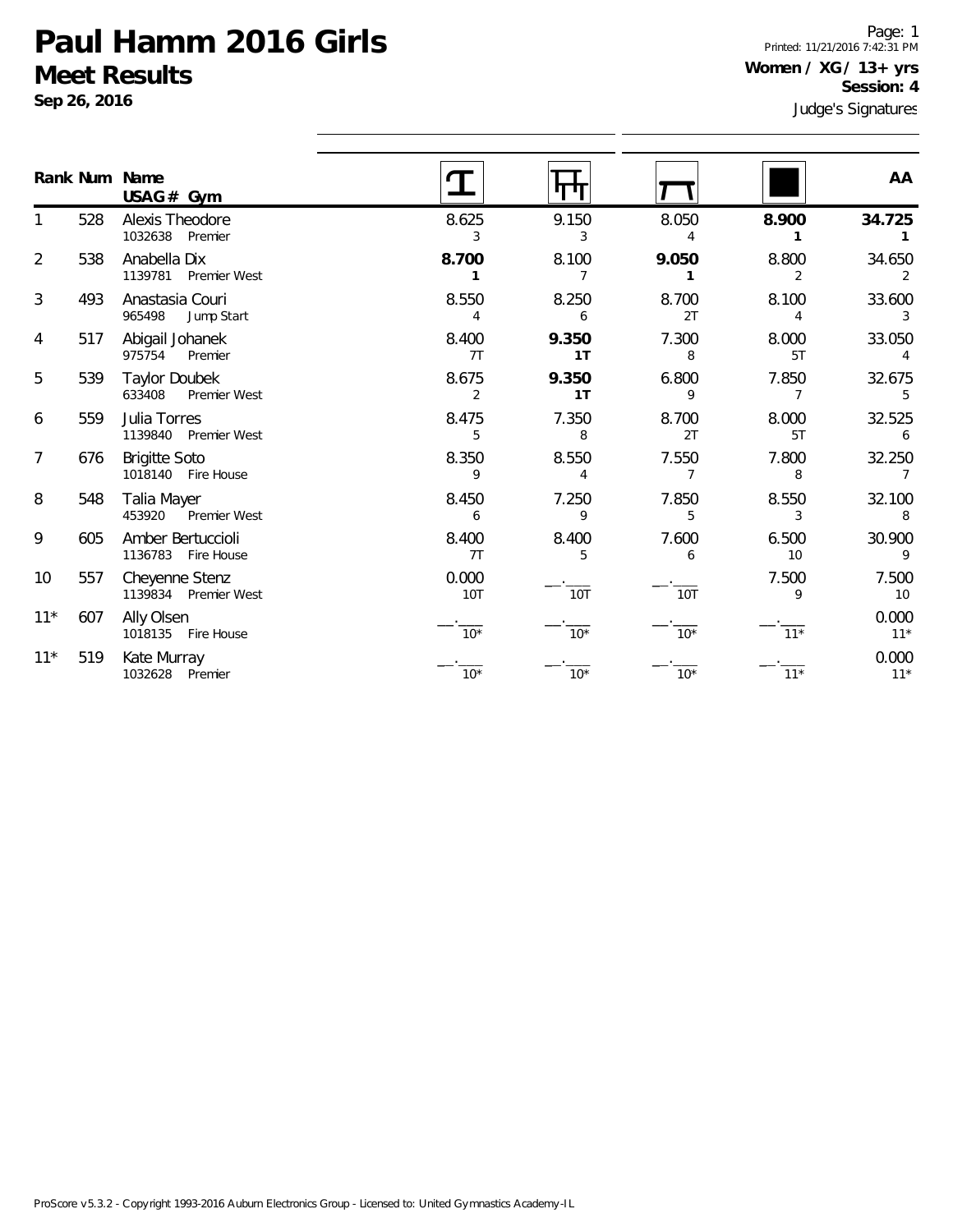# Paul Hamm 2016 Girls

## Meet Results

**Sep 26, 2016**

Page: 1
Printed: 11/21/2016 7:42:31 PM

**Women / XG / 13+ yrs**
**Session: 4**

Judge's Signatures

| Rank | Num | Name / USAG # Gym | Vault | Bars | Beam | Floor | AA |
|---|---|---|---|---|---|---|---|
| 1 | 528 | Alexis Theodore<br>1032638 Premier | 8.625<br>3 | 9.150<br>3 | 8.050<br>4 | **8.900**<br>**1** | **34.725**<br>**1** |
| 2 | 538 | Anabella Dix<br>1139781 Premier West | **8.700**<br>**1** | 8.100<br>7 | **9.050**<br>**1** | 8.800<br>2 | 34.650<br>2 |
| 3 | 493 | Anastasia Couri<br>965498 Jump Start | 8.550<br>4 | 8.250<br>6 | 8.700<br>2T | 8.100<br>4 | 33.600<br>3 |
| 4 | 517 | Abigail Johanek<br>975754 Premier | 8.400<br>7T | **9.350**<br>**1T** | 7.300<br>8 | 8.000<br>5T | 33.050<br>4 |
| 5 | 539 | Taylor Doubek<br>633408 Premier West | 8.675<br>2 | **9.350**<br>**1T** | 6.800<br>9 | 7.850<br>7 | 32.675<br>5 |
| 6 | 559 | Julia Torres<br>1139840 Premier West | 8.475<br>5 | 7.350<br>8 | 8.700<br>2T | 8.000<br>5T | 32.525<br>6 |
| 7 | 676 | Brigitte Soto<br>1018140 Fire House | 8.350<br>9 | 8.550<br>4 | 7.550<br>7 | 7.800<br>8 | 32.250<br>7 |
| 8 | 548 | Talia Mayer<br>453920 Premier West | 8.450<br>6 | 7.250<br>9 | 7.850<br>5 | 8.550<br>3 | 32.100<br>8 |
| 9 | 605 | Amber Bertuccioli<br>1136783 Fire House | 8.400<br>7T | 8.400<br>5 | 7.600<br>6 | 6.500<br>10 | 30.900<br>9 |
| 10 | 557 | Cheyenne Stenz<br>1139834 Premier West | 0.000<br>10T | \_\_.\_\_\_<br>10T | \_\_.\_\_\_<br>10T | 7.500<br>9 | 7.500<br>10 |
| 11* | 607 | Ally Olsen<br>1018135 Fire House | \_\_.\_\_\_<br>10* | \_\_.\_\_\_<br>10* | \_\_.\_\_\_<br>10* | \_\_.\_\_\_<br>11* | 0.000<br>11* |
| 11* | 519 | Kate Murray<br>1032628 Premier | \_\_.\_\_\_<br>10* | \_\_.\_\_\_<br>10* | \_\_.\_\_\_<br>10* | \_\_.\_\_\_<br>11* | 0.000<br>11* |

ProScore v5.3.2 - Copyright 1993-2016 Auburn Electronics Group - Licensed to: United Gymnastics Academy-IL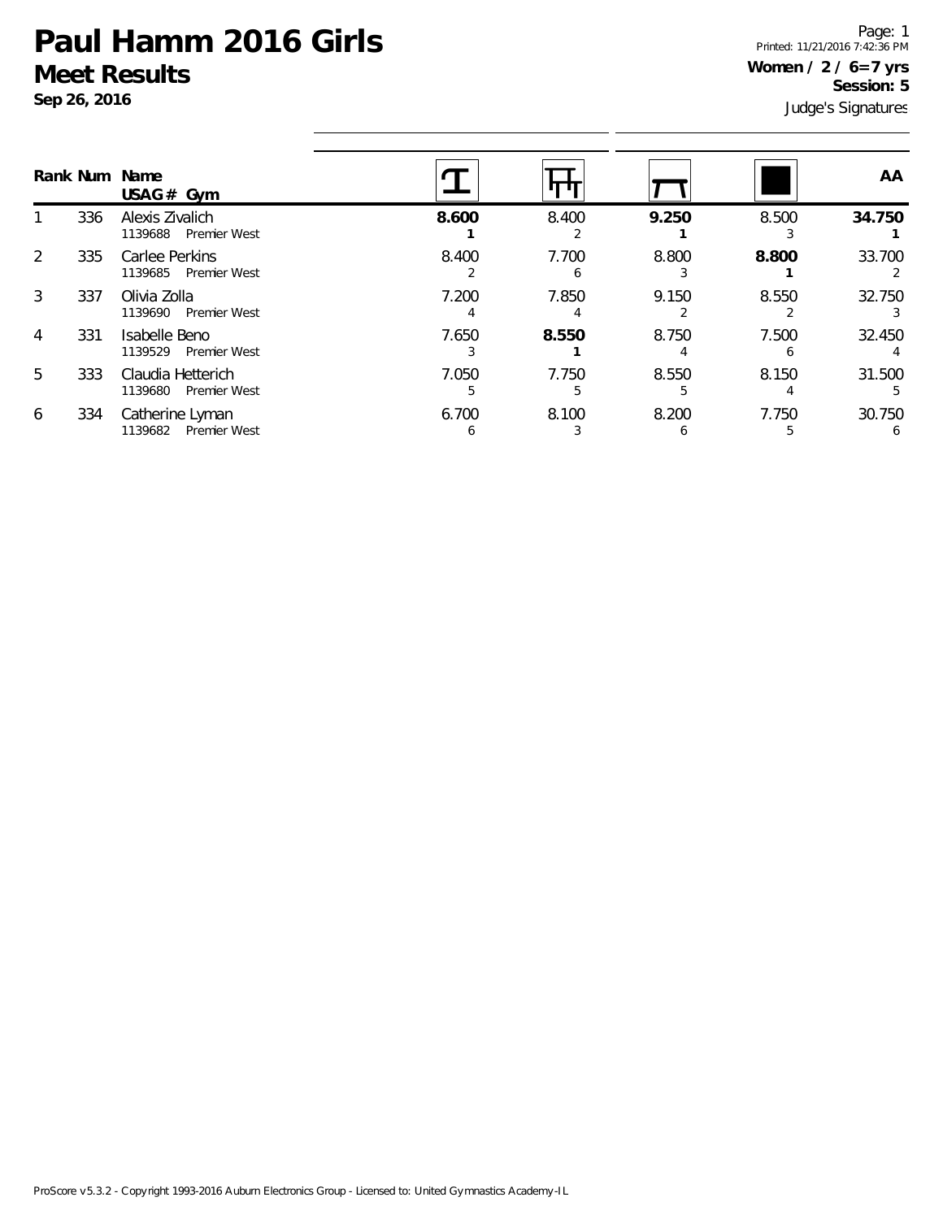# Paul Hamm 2016 Girls

## Meet Results

**Sep 26, 2016**

Printed: 11/21/2016 7:42:36 PM

**Women / 2 / 6=7 yrs**

**Session: 5**

Judge's Signatures

| Rank | Num | Name / USAG # Gym | Vault | Bars | Beam | Floor | AA |
|---|---|---|---|---|---|---|---|
| 1 | 336 | Alexis Zivalich<br>1139688 Premier West | **8.600**<br>**1** | 8.400<br>2 | **9.250**<br>**1** | 8.500<br>3 | **34.750**<br>**1** |
| 2 | 335 | Carlee Perkins<br>1139685 Premier West | 8.400<br>2 | 7.700<br>6 | 8.800<br>3 | **8.800**<br>**1** | 33.700<br>2 |
| 3 | 337 | Olivia Zolla<br>1139690 Premier West | 7.200<br>4 | 7.850<br>4 | 9.150<br>2 | 8.550<br>2 | 32.750<br>3 |
| 4 | 331 | Isabelle Beno<br>1139529 Premier West | 7.650<br>3 | **8.550**<br>**1** | 8.750<br>4 | 7.500<br>6 | 32.450<br>4 |
| 5 | 333 | Claudia Hetterich<br>1139680 Premier West | 7.050<br>5 | 7.750<br>5 | 8.550<br>5 | 8.150<br>4 | 31.500<br>5 |
| 6 | 334 | Catherine Lyman<br>1139682 Premier West | 6.700<br>6 | 8.100<br>3 | 8.200<br>6 | 7.750<br>5 | 30.750<br>6 |

ProScore v5.3.2 - Copyright 1993-2016 Auburn Electronics Group - Licensed to: United Gymnastics Academy-IL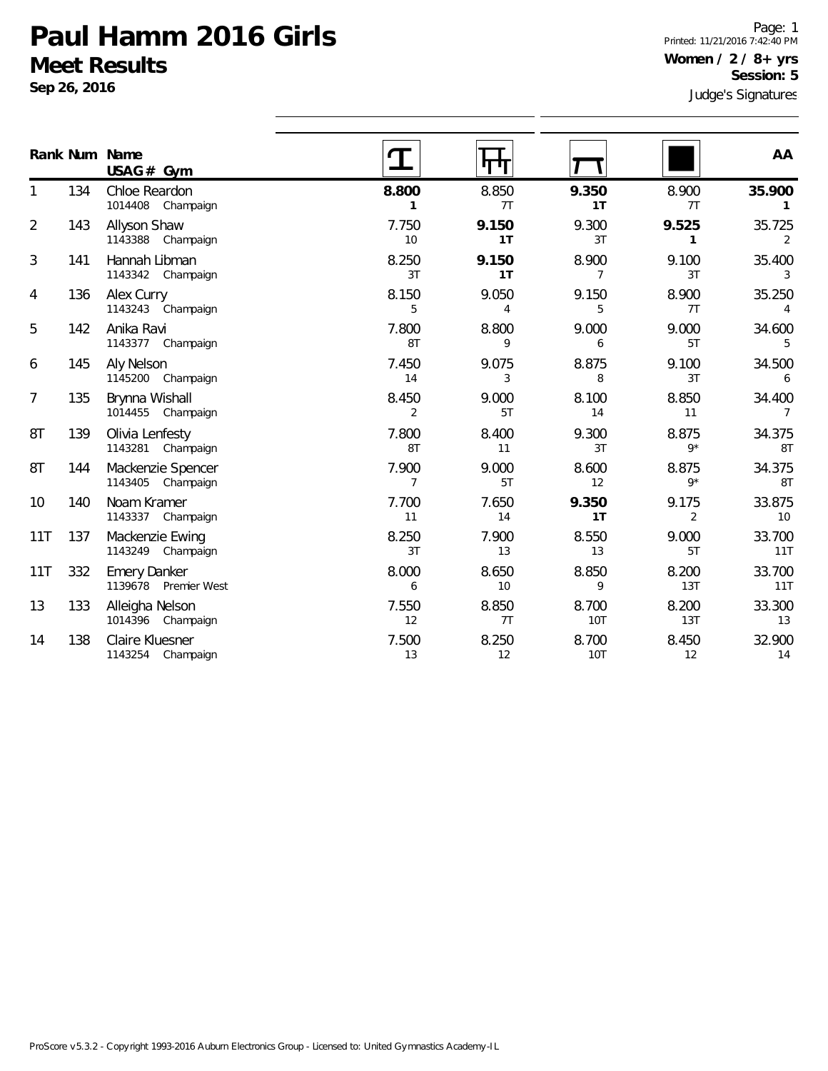# Paul Hamm 2016 Girls

## Meet Results

**Sep 26, 2016**

Page: 1
Printed: 11/21/2016 7:42:40 PM

**Women / 2 / 8+ yrs**
**Session: 5**

Judge's Signatures

| Rank | Num | Name USAG # Gym | Vault | Bars | Beam | Floor | AA |
|---|---|---|---|---|---|---|---|
| 1 | 134 | Chloe Reardon 1014408 Champaign | **8.800** **1** | 8.850 7T | **9.350** **1T** | 8.900 7T | **35.900** **1** |
| 2 | 143 | Allyson Shaw 1143388 Champaign | 7.750 10 | **9.150** **1T** | 9.300 3T | **9.525** **1** | 35.725 2 |
| 3 | 141 | Hannah Libman 1143342 Champaign | 8.250 3T | **9.150** **1T** | 8.900 7 | 9.100 3T | 35.400 3 |
| 4 | 136 | Alex Curry 1143243 Champaign | 8.150 5 | 9.050 4 | 9.150 5 | 8.900 7T | 35.250 4 |
| 5 | 142 | Anika Ravi 1143377 Champaign | 7.800 8T | 8.800 9 | 9.000 6 | 9.000 5T | 34.600 5 |
| 6 | 145 | Aly Nelson 1145200 Champaign | 7.450 14 | 9.075 3 | 8.875 8 | 9.100 3T | 34.500 6 |
| 7 | 135 | Brynna Wishall 1014455 Champaign | 8.450 2 | 9.000 5T | 8.100 14 | 8.850 11 | 34.400 7 |
| 8T | 139 | Olivia Lenfesty 1143281 Champaign | 7.800 8T | 8.400 11 | 9.300 3T | 8.875 9* | 34.375 8T |
| 8T | 144 | Mackenzie Spencer 1143405 Champaign | 7.900 7 | 9.000 5T | 8.600 12 | 8.875 9* | 34.375 8T |
| 10 | 140 | Noam Kramer 1143337 Champaign | 7.700 11 | 7.650 14 | **9.350** **1T** | 9.175 2 | 33.875 10 |
| 11T | 137 | Mackenzie Ewing 1143249 Champaign | 8.250 3T | 7.900 13 | 8.550 13 | 9.000 5T | 33.700 11T |
| 11T | 332 | Emery Danker 1139678 Premier West | 8.000 6 | 8.650 10 | 8.850 9 | 8.200 13T | 33.700 11T |
| 13 | 133 | Alleigha Nelson 1014396 Champaign | 7.550 12 | 8.850 7T | 8.700 10T | 8.200 13T | 33.300 13 |
| 14 | 138 | Claire Kluesner 1143254 Champaign | 7.500 13 | 8.250 12 | 8.700 10T | 8.450 12 | 32.900 14 |

ProScore v5.3.2 - Copyright 1993-2016 Auburn Electronics Group - Licensed to: United Gymnastics Academy-IL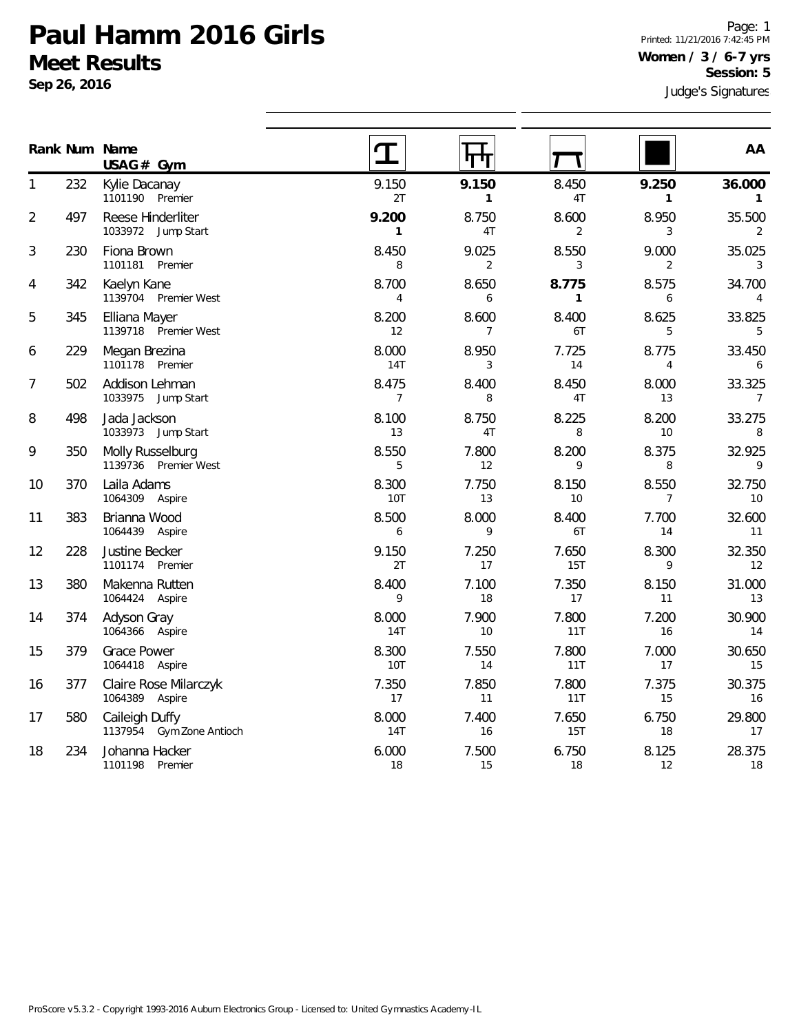# Paul Hamm 2016 Girls

## Meet Results

**Sep 26, 2016**

**Women / 3 / 6-7 yrs**
**Session: 5**

Judge's Signatures

| Rank | Num | Name / USAG # Gym | Vault | Bars | Beam | Floor | AA |
|---|---|---|---|---|---|---|---|
| 1 | 232 | Kylie Dacanay<br>1101190 Premier | 9.150<br>2T | **9.150**<br>**1** | 8.450<br>4T | **9.250**<br>**1** | **36.000**<br>**1** |
| 2 | 497 | Reese Hinderliter<br>1033972 Jump Start | **9.200**<br>**1** | 8.750<br>4T | 8.600<br>2 | 8.950<br>3 | 35.500<br>2 |
| 3 | 230 | Fiona Brown<br>1101181 Premier | 8.450<br>8 | 9.025<br>2 | 8.550<br>3 | 9.000<br>2 | 35.025<br>3 |
| 4 | 342 | Kaelyn Kane<br>1139704 Premier West | 8.700<br>4 | 8.650<br>6 | **8.775**<br>**1** | 8.575<br>6 | 34.700<br>4 |
| 5 | 345 | Elliana Mayer<br>1139718 Premier West | 8.200<br>12 | 8.600<br>7 | 8.400<br>6T | 8.625<br>5 | 33.825<br>5 |
| 6 | 229 | Megan Brezina<br>1101178 Premier | 8.000<br>14T | 8.950<br>3 | 7.725<br>14 | 8.775<br>4 | 33.450<br>6 |
| 7 | 502 | Addison Lehman<br>1033975 Jump Start | 8.475<br>7 | 8.400<br>8 | 8.450<br>4T | 8.000<br>13 | 33.325<br>7 |
| 8 | 498 | Jada Jackson<br>1033973 Jump Start | 8.100<br>13 | 8.750<br>4T | 8.225<br>8 | 8.200<br>10 | 33.275<br>8 |
| 9 | 350 | Molly Russelburg<br>1139736 Premier West | 8.550<br>5 | 7.800<br>12 | 8.200<br>9 | 8.375<br>8 | 32.925<br>9 |
| 10 | 370 | Laila Adams<br>1064309 Aspire | 8.300<br>10T | 7.750<br>13 | 8.150<br>10 | 8.550<br>7 | 32.750<br>10 |
| 11 | 383 | Brianna Wood<br>1064439 Aspire | 8.500<br>6 | 8.000<br>9 | 8.400<br>6T | 7.700<br>14 | 32.600<br>11 |
| 12 | 228 | Justine Becker<br>1101174 Premier | 9.150<br>2T | 7.250<br>17 | 7.650<br>15T | 8.300<br>9 | 32.350<br>12 |
| 13 | 380 | Makenna Rutten<br>1064424 Aspire | 8.400<br>9 | 7.100<br>18 | 7.350<br>17 | 8.150<br>11 | 31.000<br>13 |
| 14 | 374 | Adyson Gray<br>1064366 Aspire | 8.000<br>14T | 7.900<br>10 | 7.800<br>11T | 7.200<br>16 | 30.900<br>14 |
| 15 | 379 | Grace Power<br>1064418 Aspire | 8.300<br>10T | 7.550<br>14 | 7.800<br>11T | 7.000<br>17 | 30.650<br>15 |
| 16 | 377 | Claire Rose Milarczyk<br>1064389 Aspire | 7.350<br>17 | 7.850<br>11 | 7.800<br>11T | 7.375<br>15 | 30.375<br>16 |
| 17 | 580 | Caileigh Duffy<br>1137954 Gym Zone Antioch | 8.000<br>14T | 7.400<br>16 | 7.650<br>15T | 6.750<br>18 | 29.800<br>17 |
| 18 | 234 | Johanna Hacker<br>1101198 Premier | 6.000<br>18 | 7.500<br>15 | 6.750<br>18 | 8.125<br>12 | 28.375<br>18 |

ProScore v5.3.2 - Copyright 1993-2016 Auburn Electronics Group - Licensed to: United Gymnastics Academy-IL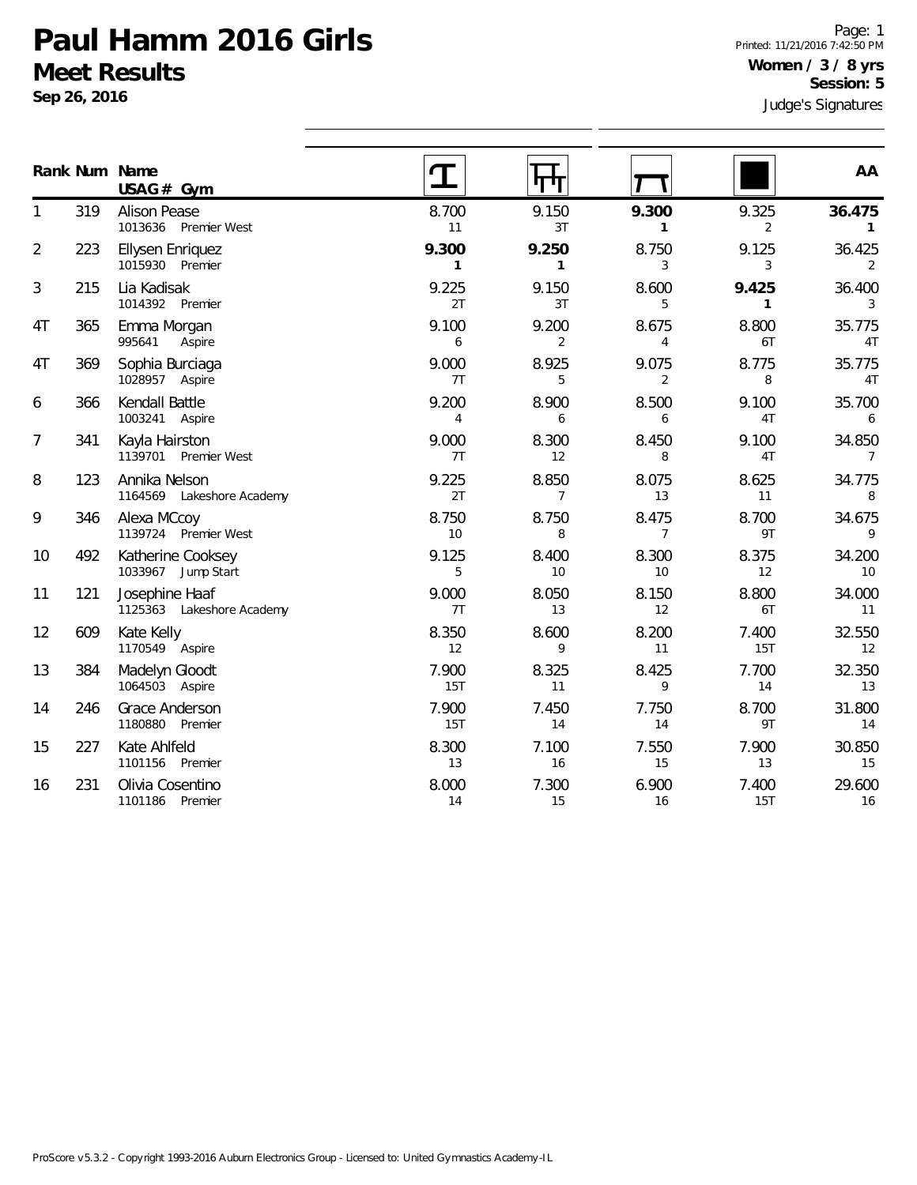# Paul Hamm 2016 Girls

## Meet Results

**Sep 26, 2016**

Page: 1
Printed: 11/21/2016 7:42:50 PM

**Women / 3 / 8 yrs**
**Session: 5**

Judge's Signatures

| Rank | Num | Name / USAG # Gym | Vault | Bars | Beam | Floor | AA |
|---|---|---|---|---|---|---|---|
| 1 | 319 | Alison Pease<br>1013636 Premier West | 8.700<br>11 | 9.150<br>3T | **9.300**<br>**1** | 9.325<br>2 | **36.475**<br>**1** |
| 2 | 223 | Ellysen Enriquez<br>1015930 Premier | **9.300**<br>**1** | **9.250**<br>**1** | 8.750<br>3 | 9.125<br>3 | 36.425<br>2 |
| 3 | 215 | Lia Kadisak<br>1014392 Premier | 9.225<br>2T | 9.150<br>3T | 8.600<br>5 | **9.425**<br>**1** | 36.400<br>3 |
| 4T | 365 | Emma Morgan<br>995641 Aspire | 9.100<br>6 | 9.200<br>2 | 8.675<br>4 | 8.800<br>6T | 35.775<br>4T |
| 4T | 369 | Sophia Burciaga<br>1028957 Aspire | 9.000<br>7T | 8.925<br>5 | 9.075<br>2 | 8.775<br>8 | 35.775<br>4T |
| 6 | 366 | Kendall Battle<br>1003241 Aspire | 9.200<br>4 | 8.900<br>6 | 8.500<br>6 | 9.100<br>4T | 35.700<br>6 |
| 7 | 341 | Kayla Hairston<br>1139701 Premier West | 9.000<br>7T | 8.300<br>12 | 8.450<br>8 | 9.100<br>4T | 34.850<br>7 |
| 8 | 123 | Annika Nelson<br>1164569 Lakeshore Academy | 9.225<br>2T | 8.850<br>7 | 8.075<br>13 | 8.625<br>11 | 34.775<br>8 |
| 9 | 346 | Alexa MCcoy<br>1139724 Premier West | 8.750<br>10 | 8.750<br>8 | 8.475<br>7 | 8.700<br>9T | 34.675<br>9 |
| 10 | 492 | Katherine Cooksey<br>1033967 Jump Start | 9.125<br>5 | 8.400<br>10 | 8.300<br>10 | 8.375<br>12 | 34.200<br>10 |
| 11 | 121 | Josephine Haaf<br>1125363 Lakeshore Academy | 9.000<br>7T | 8.050<br>13 | 8.150<br>12 | 8.800<br>6T | 34.000<br>11 |
| 12 | 609 | Kate Kelly<br>1170549 Aspire | 8.350<br>12 | 8.600<br>9 | 8.200<br>11 | 7.400<br>15T | 32.550<br>12 |
| 13 | 384 | Madelyn Gloodt<br>1064503 Aspire | 7.900<br>15T | 8.325<br>11 | 8.425<br>9 | 7.700<br>14 | 32.350<br>13 |
| 14 | 246 | Grace Anderson<br>1180880 Premier | 7.900<br>15T | 7.450<br>14 | 7.750<br>14 | 8.700<br>9T | 31.800<br>14 |
| 15 | 227 | Kate Ahlfeld<br>1101156 Premier | 8.300<br>13 | 7.100<br>16 | 7.550<br>15 | 7.900<br>13 | 30.850<br>15 |
| 16 | 231 | Olivia Cosentino<br>1101186 Premier | 8.000<br>14 | 7.300<br>15 | 6.900<br>16 | 7.400<br>15T | 29.600<br>16 |

ProScore v5.3.2 - Copyright 1993-2016 Auburn Electronics Group - Licensed to: United Gymnastics Academy-IL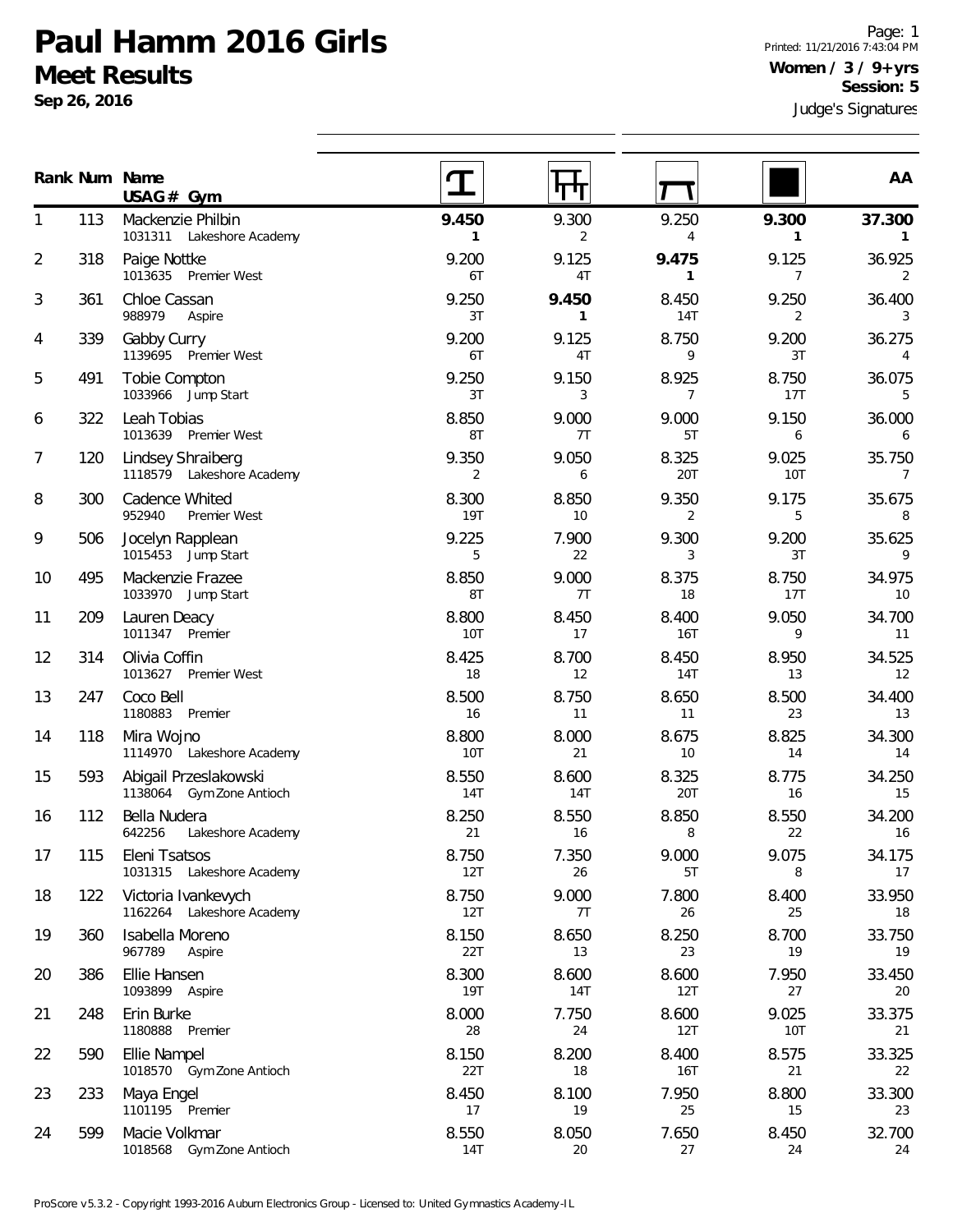# Paul Hamm 2016 Girls

## Meet Results

**Sep 26, 2016**

Printed: 11/21/2016 7:43:04 PM

**Women / 3 / 9+ yrs**

**Session: 5**

Judge's Signatures

| Rank | Num | Name / USAG # Gym | Vault | Bars | Beam | Floor | AA |
|---|---|---|---|---|---|---|---|
| 1 | 113 | Mackenzie Philbin<br>1031311 Lakeshore Academy | **9.450**<br>**1** | 9.300<br>2 | 9.250<br>4 | **9.300**<br>**1** | **37.300**<br>**1** |
| 2 | 318 | Paige Nottke<br>1013635 Premier West | 9.200<br>6T | 9.125<br>4T | **9.475**<br>**1** | 9.125<br>7 | 36.925<br>2 |
| 3 | 361 | Chloe Cassan<br>988979 Aspire | 9.250<br>3T | **9.450**<br>**1** | 8.450<br>14T | 9.250<br>2 | 36.400<br>3 |
| 4 | 339 | Gabby Curry<br>1139695 Premier West | 9.200<br>6T | 9.125<br>4T | 8.750<br>9 | 9.200<br>3T | 36.275<br>4 |
| 5 | 491 | Tobie Compton<br>1033966 Jump Start | 9.250<br>3T | 9.150<br>3 | 8.925<br>7 | 8.750<br>17T | 36.075<br>5 |
| 6 | 322 | Leah Tobias<br>1013639 Premier West | 8.850<br>8T | 9.000<br>7T | 9.000<br>5T | 9.150<br>6 | 36.000<br>6 |
| 7 | 120 | Lindsey Shraiberg<br>1118579 Lakeshore Academy | 9.350<br>2 | 9.050<br>6 | 8.325<br>20T | 9.025<br>10T | 35.750<br>7 |
| 8 | 300 | Cadence Whited<br>952940 Premier West | 8.300<br>19T | 8.850<br>10 | 9.350<br>2 | 9.175<br>5 | 35.675<br>8 |
| 9 | 506 | Jocelyn Rapplean<br>1015453 Jump Start | 9.225<br>5 | 7.900<br>22 | 9.300<br>3 | 9.200<br>3T | 35.625<br>9 |
| 10 | 495 | Mackenzie Frazee<br>1033970 Jump Start | 8.850<br>8T | 9.000<br>7T | 8.375<br>18 | 8.750<br>17T | 34.975<br>10 |
| 11 | 209 | Lauren Deacy<br>1011347 Premier | 8.800<br>10T | 8.450<br>17 | 8.400<br>16T | 9.050<br>9 | 34.700<br>11 |
| 12 | 314 | Olivia Coffin<br>1013627 Premier West | 8.425<br>18 | 8.700<br>12 | 8.450<br>14T | 8.950<br>13 | 34.525<br>12 |
| 13 | 247 | Coco Bell<br>1180883 Premier | 8.500<br>16 | 8.750<br>11 | 8.650<br>11 | 8.500<br>23 | 34.400<br>13 |
| 14 | 118 | Mira Wojno<br>1114970 Lakeshore Academy | 8.800<br>10T | 8.000<br>21 | 8.675<br>10 | 8.825<br>14 | 34.300<br>14 |
| 15 | 593 | Abigail Przeslakowski<br>1138064 Gym Zone Antioch | 8.550<br>14T | 8.600<br>14T | 8.325<br>20T | 8.775<br>16 | 34.250<br>15 |
| 16 | 112 | Bella Nudera<br>642256 Lakeshore Academy | 8.250<br>21 | 8.550<br>16 | 8.850<br>8 | 8.550<br>22 | 34.200<br>16 |
| 17 | 115 | Eleni Tsatsos<br>1031315 Lakeshore Academy | 8.750<br>12T | 7.350<br>26 | 9.000<br>5T | 9.075<br>8 | 34.175<br>17 |
| 18 | 122 | Victoria Ivankevych<br>1162264 Lakeshore Academy | 8.750<br>12T | 9.000<br>7T | 7.800<br>26 | 8.400<br>25 | 33.950<br>18 |
| 19 | 360 | Isabella Moreno<br>967789 Aspire | 8.150<br>22T | 8.650<br>13 | 8.250<br>23 | 8.700<br>19 | 33.750<br>19 |
| 20 | 386 | Ellie Hansen<br>1093899 Aspire | 8.300<br>19T | 8.600<br>14T | 8.600<br>12T | 7.950<br>27 | 33.450<br>20 |
| 21 | 248 | Erin Burke<br>1180888 Premier | 8.000<br>28 | 7.750<br>24 | 8.600<br>12T | 9.025<br>10T | 33.375<br>21 |
| 22 | 590 | Ellie Nampel<br>1018570 Gym Zone Antioch | 8.150<br>22T | 8.200<br>18 | 8.400<br>16T | 8.575<br>21 | 33.325<br>22 |
| 23 | 233 | Maya Engel<br>1101195 Premier | 8.450<br>17 | 8.100<br>19 | 7.950<br>25 | 8.800<br>15 | 33.300<br>23 |
| 24 | 599 | Macie Volkmar<br>1018568 Gym Zone Antioch | 8.550<br>14T | 8.050<br>20 | 7.650<br>27 | 8.450<br>24 | 32.700<br>24 |

ProScore v5.3.2 - Copyright 1993-2016 Auburn Electronics Group - Licensed to: United Gymnastics Academy-IL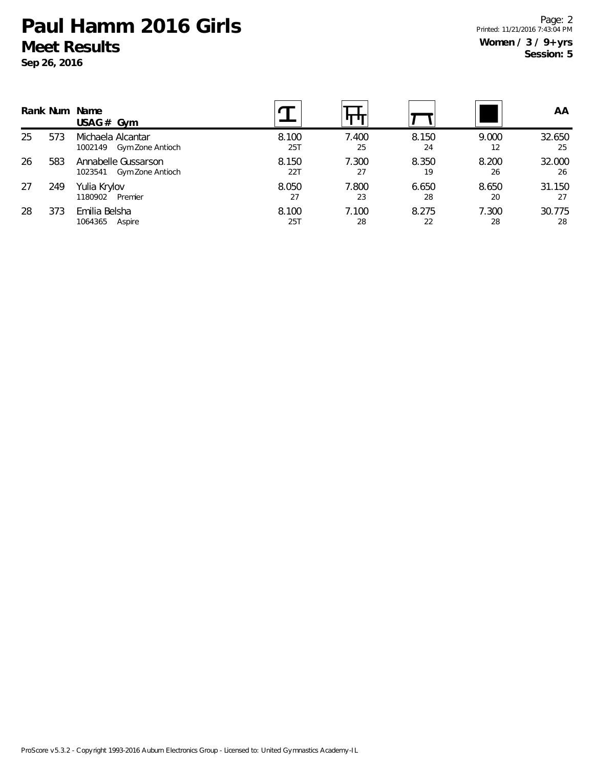# Paul Hamm 2016 Girls

## Meet Results

**Sep 26, 2016**

**Women / 3 / 9+ yrs**
**Session: 5**

| Rank | Num | Name<br>USAG # Gym | Vault | Bars | Beam | Floor | AA |
|---|---|---|---|---|---|---|---|
| 25 | 573 | Michaela Alcantar<br>1002149 Gym Zone Antioch | 8.100<br>25T | 7.400<br>25 | 8.150<br>24 | 9.000<br>12 | 32.650<br>25 |
| 26 | 583 | Annabelle Gussarson<br>1023541 Gym Zone Antioch | 8.150<br>22T | 7.300<br>27 | 8.350<br>19 | 8.200<br>26 | 32.000<br>26 |
| 27 | 249 | Yulia Krylov<br>1180902 Premier | 8.050<br>27 | 7.800<br>23 | 6.650<br>28 | 8.650<br>20 | 31.150<br>27 |
| 28 | 373 | Emilia Belsha<br>1064365 Aspire | 8.100<br>25T | 7.100<br>28 | 8.275<br>22 | 7.300<br>28 | 30.775<br>28 |

ProScore v5.3.2 - Copyright 1993-2016 Auburn Electronics Group - Licensed to: United Gymnastics Academy-IL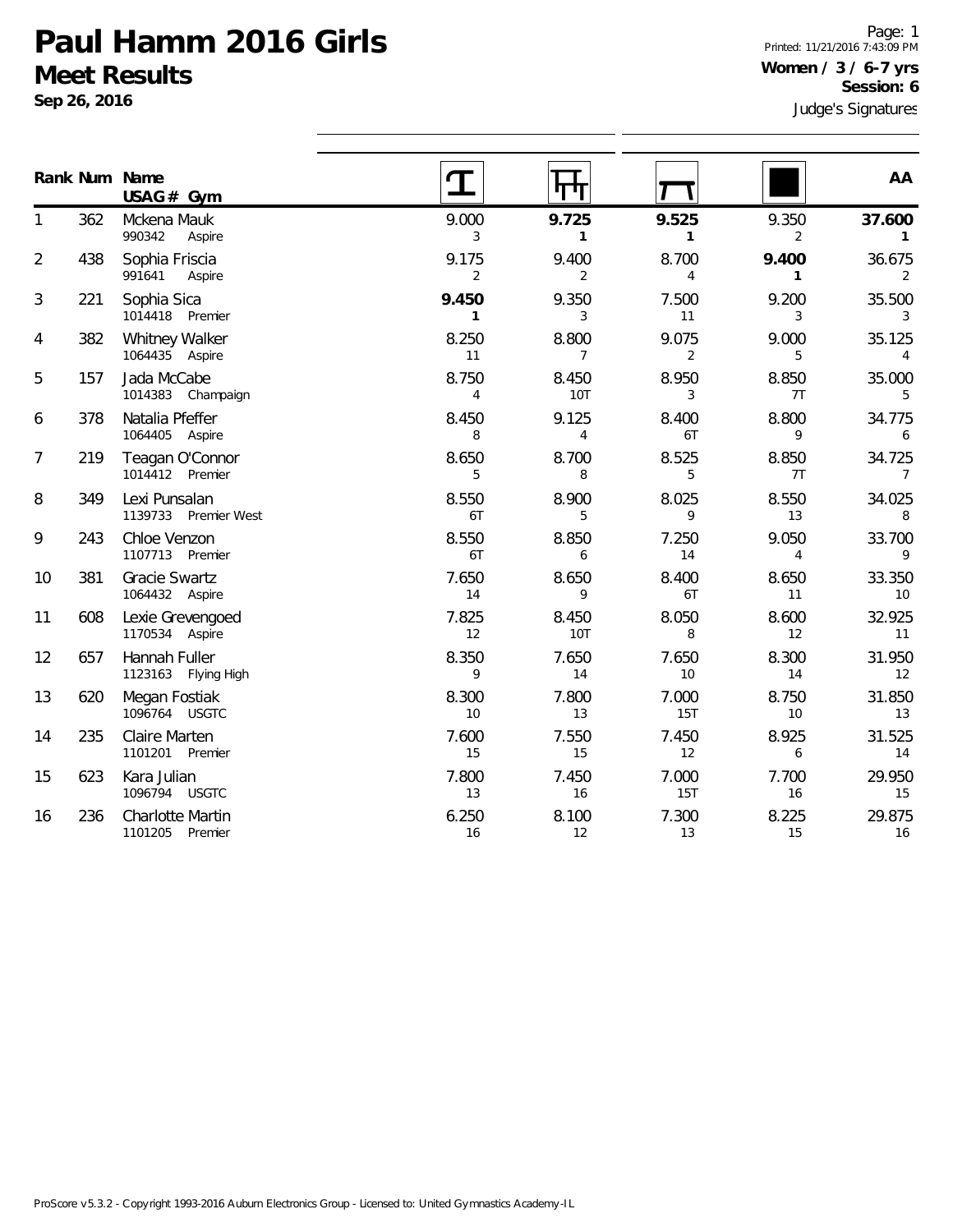# Paul Hamm 2016 Girls

## Meet Results

**Sep 26, 2016**

Printed: 11/21/2016 7:43:09 PM

**Women / 3 / 6-7 yrs**

**Session: 6**

Judge's Signatures

| Rank | Num | Name / USAG # / Gym | Vault | Bars | Beam | Floor | AA |
|---|---|---|---|---|---|---|---|
| 1 | 362 | Mckena Mauk 990342 Aspire | 9.000 3 | **9.725 1** | **9.525 1** | 9.350 2 | **37.600 1** |
| 2 | 438 | Sophia Friscia 991641 Aspire | 9.175 2 | 9.400 2 | 8.700 4 | **9.400 1** | 36.675 2 |
| 3 | 221 | Sophia Sica 1014418 Premier | **9.450 1** | 9.350 3 | 7.500 11 | 9.200 3 | 35.500 3 |
| 4 | 382 | Whitney Walker 1064435 Aspire | 8.250 11 | 8.800 7 | 9.075 2 | 9.000 5 | 35.125 4 |
| 5 | 157 | Jada McCabe 1014383 Champaign | 8.750 4 | 8.450 10T | 8.950 3 | 8.850 7T | 35.000 5 |
| 6 | 378 | Natalia Pfeffer 1064405 Aspire | 8.450 8 | 9.125 4 | 8.400 6T | 8.800 9 | 34.775 6 |
| 7 | 219 | Teagan O'Connor 1014412 Premier | 8.650 5 | 8.700 8 | 8.525 5 | 8.850 7T | 34.725 7 |
| 8 | 349 | Lexi Punsalan 1139733 Premier West | 8.550 6T | 8.900 5 | 8.025 9 | 8.550 13 | 34.025 8 |
| 9 | 243 | Chloe Venzon 1107713 Premier | 8.550 6T | 8.850 6 | 7.250 14 | 9.050 4 | 33.700 9 |
| 10 | 381 | Gracie Swartz 1064432 Aspire | 7.650 14 | 8.650 9 | 8.400 6T | 8.650 11 | 33.350 10 |
| 11 | 608 | Lexie Grevengoed 1170534 Aspire | 7.825 12 | 8.450 10T | 8.050 8 | 8.600 12 | 32.925 11 |
| 12 | 657 | Hannah Fuller 1123163 Flying High | 8.350 9 | 7.650 14 | 7.650 10 | 8.300 14 | 31.950 12 |
| 13 | 620 | Megan Fostiak 1096764 USGTC | 8.300 10 | 7.800 13 | 7.000 15T | 8.750 10 | 31.850 13 |
| 14 | 235 | Claire Marten 1101201 Premier | 7.600 15 | 7.550 15 | 7.450 12 | 8.925 6 | 31.525 14 |
| 15 | 623 | Kara Julian 1096794 USGTC | 7.800 13 | 7.450 16 | 7.000 15T | 7.700 16 | 29.950 15 |
| 16 | 236 | Charlotte Martin 1101205 Premier | 6.250 16 | 8.100 12 | 7.300 13 | 8.225 15 | 29.875 16 |

ProScore v5.3.2 - Copyright 1993-2016 Auburn Electronics Group - Licensed to: United Gymnastics Academy-IL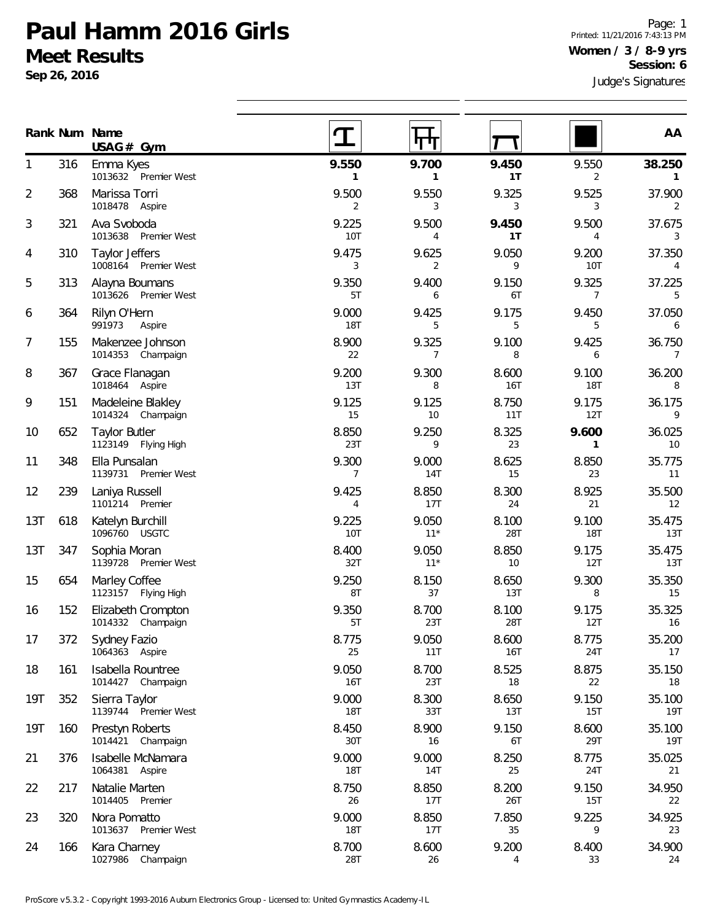# Paul Hamm 2016 Girls

## Meet Results

**Sep 26, 2016**

Printed: 11/21/2016 7:43:13 PM

**Women / 3 / 8-9 yrs**

**Session: 6**

Judge's Signatures

| Rank | Num | Name / USAG # Gym | Vault | Bars | Beam | Floor | AA |
|---|---|---|---|---|---|---|---|
| 1 | 316 | Emma Kyes<br>1013632 Premier West | **9.550**<br>**1** | **9.700**<br>**1** | **9.450**<br>**1T** | 9.550<br>2 | **38.250**<br>**1** |
| 2 | 368 | Marissa Torri<br>1018478 Aspire | 9.500<br>2 | 9.550<br>3 | 9.325<br>3 | 9.525<br>3 | 37.900<br>2 |
| 3 | 321 | Ava Svoboda<br>1013638 Premier West | 9.225<br>10T | 9.500<br>4 | **9.450**<br>**1T** | 9.500<br>4 | 37.675<br>3 |
| 4 | 310 | Taylor Jeffers<br>1008164 Premier West | 9.475<br>3 | 9.625<br>2 | 9.050<br>9 | 9.200<br>10T | 37.350<br>4 |
| 5 | 313 | Alayna Boumans<br>1013626 Premier West | 9.350<br>5T | 9.400<br>6 | 9.150<br>6T | 9.325<br>7 | 37.225<br>5 |
| 6 | 364 | Rilyn O'Hern<br>991973 Aspire | 9.000<br>18T | 9.425<br>5 | 9.175<br>5 | 9.450<br>5 | 37.050<br>6 |
| 7 | 155 | Makenzee Johnson<br>1014353 Champaign | 8.900<br>22 | 9.325<br>7 | 9.100<br>8 | 9.425<br>6 | 36.750<br>7 |
| 8 | 367 | Grace Flanagan<br>1018464 Aspire | 9.200<br>13T | 9.300<br>8 | 8.600<br>16T | 9.100<br>18T | 36.200<br>8 |
| 9 | 151 | Madeleine Blakley<br>1014324 Champaign | 9.125<br>15 | 9.125<br>10 | 8.750<br>11T | 9.175<br>12T | 36.175<br>9 |
| 10 | 652 | Taylor Butler<br>1123149 Flying High | 8.850<br>23T | 9.250<br>9 | 8.325<br>23 | **9.600**<br>**1** | 36.025<br>10 |
| 11 | 348 | Ella Punsalan<br>1139731 Premier West | 9.300<br>7 | 9.000<br>14T | 8.625<br>15 | 8.850<br>23 | 35.775<br>11 |
| 12 | 239 | Laniya Russell<br>1101214 Premier | 9.425<br>4 | 8.850<br>17T | 8.300<br>24 | 8.925<br>21 | 35.500<br>12 |
| 13T | 618 | Katelyn Burchill<br>1096760 USGTC | 9.225<br>10T | 9.050<br>11* | 8.100<br>28T | 9.100<br>18T | 35.475<br>13T |
| 13T | 347 | Sophia Moran<br>1139728 Premier West | 8.400<br>32T | 9.050<br>11* | 8.850<br>10 | 9.175<br>12T | 35.475<br>13T |
| 15 | 654 | Marley Coffee<br>1123157 Flying High | 9.250<br>8T | 8.150<br>37 | 8.650<br>13T | 9.300<br>8 | 35.350<br>15 |
| 16 | 152 | Elizabeth Crompton<br>1014332 Champaign | 9.350<br>5T | 8.700<br>23T | 8.100<br>28T | 9.175<br>12T | 35.325<br>16 |
| 17 | 372 | Sydney Fazio<br>1064363 Aspire | 8.775<br>25 | 9.050<br>11T | 8.600<br>16T | 8.775<br>24T | 35.200<br>17 |
| 18 | 161 | Isabella Rountree<br>1014427 Champaign | 9.050<br>16T | 8.700<br>23T | 8.525<br>18 | 8.875<br>22 | 35.150<br>18 |
| 19T | 352 | Sierra Taylor<br>1139744 Premier West | 9.000<br>18T | 8.300<br>33T | 8.650<br>13T | 9.150<br>15T | 35.100<br>19T |
| 19T | 160 | Prestyn Roberts<br>1014421 Champaign | 8.450<br>30T | 8.900<br>16 | 9.150<br>6T | 8.600<br>29T | 35.100<br>19T |
| 21 | 376 | Isabelle McNamara<br>1064381 Aspire | 9.000<br>18T | 9.000<br>14T | 8.250<br>25 | 8.775<br>24T | 35.025<br>21 |
| 22 | 217 | Natalie Marten<br>1014405 Premier | 8.750<br>26 | 8.850<br>17T | 8.200<br>26T | 9.150<br>15T | 34.950<br>22 |
| 23 | 320 | Nora Pomatto<br>1013637 Premier West | 9.000<br>18T | 8.850<br>17T | 7.850<br>35 | 9.225<br>9 | 34.925<br>23 |
| 24 | 166 | Kara Charney<br>1027986 Champaign | 8.700<br>28T | 8.600<br>26 | 9.200<br>4 | 8.400<br>33 | 34.900<br>24 |

ProScore v5.3.2 - Copyright 1993-2016 Auburn Electronics Group - Licensed to: United Gymnastics Academy-IL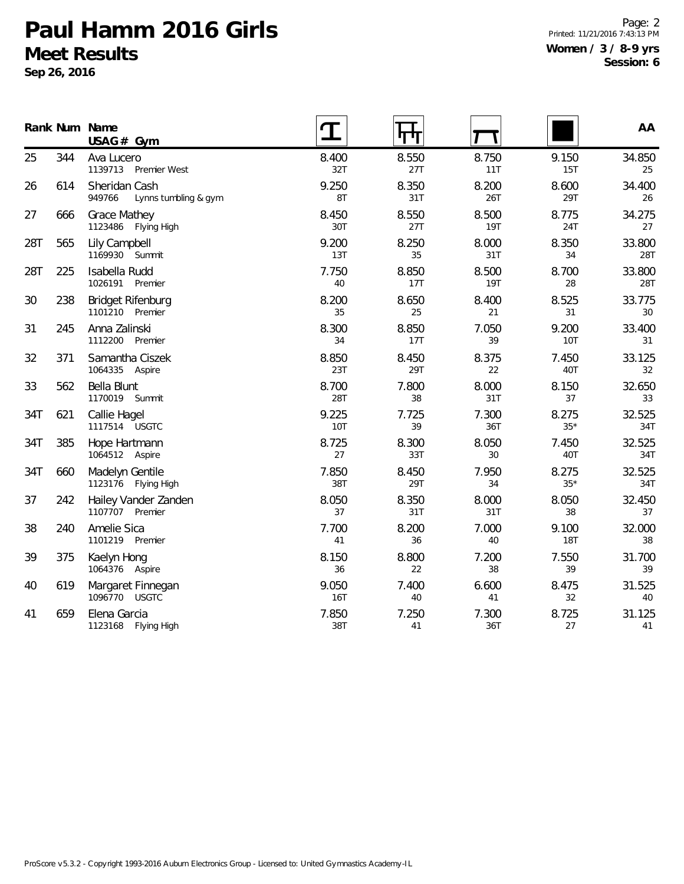# Paul Hamm 2016 Girls

## Meet Results

**Sep 26, 2016**

**Women / 3 / 8-9 yrs**
**Session: 6**

| Rank | Num | Name / USAG # Gym | Vault | Bars | Beam | Floor | AA |
|---|---|---|---|---|---|---|---|
| 25 | 344 | Ava Lucero<br>1139713 Premier West | 8.400<br>32T | 8.550<br>27T | 8.750<br>11T | 9.150<br>15T | 34.850<br>25 |
| 26 | 614 | Sheridan Cash<br>949766 Lynns tumbling & gym | 9.250<br>8T | 8.350<br>31T | 8.200<br>26T | 8.600<br>29T | 34.400<br>26 |
| 27 | 666 | Grace Mathey<br>1123486 Flying High | 8.450<br>30T | 8.550<br>27T | 8.500<br>19T | 8.775<br>24T | 34.275<br>27 |
| 28T | 565 | Lily Campbell<br>1169930 Summit | 9.200<br>13T | 8.250<br>35 | 8.000<br>31T | 8.350<br>34 | 33.800<br>28T |
| 28T | 225 | Isabella Rudd<br>1026191 Premier | 7.750<br>40 | 8.850<br>17T | 8.500<br>19T | 8.700<br>28 | 33.800<br>28T |
| 30 | 238 | Bridget Rifenburg<br>1101210 Premier | 8.200<br>35 | 8.650<br>25 | 8.400<br>21 | 8.525<br>31 | 33.775<br>30 |
| 31 | 245 | Anna Zalinski<br>1112200 Premier | 8.300<br>34 | 8.850<br>17T | 7.050<br>39 | 9.200<br>10T | 33.400<br>31 |
| 32 | 371 | Samantha Ciszek<br>1064335 Aspire | 8.850<br>23T | 8.450<br>29T | 8.375<br>22 | 7.450<br>40T | 33.125<br>32 |
| 33 | 562 | Bella Blunt<br>1170019 Summit | 8.700<br>28T | 7.800<br>38 | 8.000<br>31T | 8.150<br>37 | 32.650<br>33 |
| 34T | 621 | Callie Hagel<br>1117514 USGTC | 9.225<br>10T | 7.725<br>39 | 7.300<br>36T | 8.275<br>35* | 32.525<br>34T |
| 34T | 385 | Hope Hartmann<br>1064512 Aspire | 8.725<br>27 | 8.300<br>33T | 8.050<br>30 | 7.450<br>40T | 32.525<br>34T |
| 34T | 660 | Madelyn Gentile<br>1123176 Flying High | 7.850<br>38T | 8.450<br>29T | 7.950<br>34 | 8.275<br>35* | 32.525<br>34T |
| 37 | 242 | Hailey Vander Zanden<br>1107707 Premier | 8.050<br>37 | 8.350<br>31T | 8.000<br>31T | 8.050<br>38 | 32.450<br>37 |
| 38 | 240 | Amelie Sica<br>1101219 Premier | 7.700<br>41 | 8.200<br>36 | 7.000<br>40 | 9.100<br>18T | 32.000<br>38 |
| 39 | 375 | Kaelyn Hong<br>1064376 Aspire | 8.150<br>36 | 8.800<br>22 | 7.200<br>38 | 7.550<br>39 | 31.700<br>39 |
| 40 | 619 | Margaret Finnegan<br>1096770 USGTC | 9.050<br>16T | 7.400<br>40 | 6.600<br>41 | 8.475<br>32 | 31.525<br>40 |
| 41 | 659 | Elena Garcia<br>1123168 Flying High | 7.850<br>38T | 7.250<br>41 | 7.300<br>36T | 8.725<br>27 | 31.125<br>41 |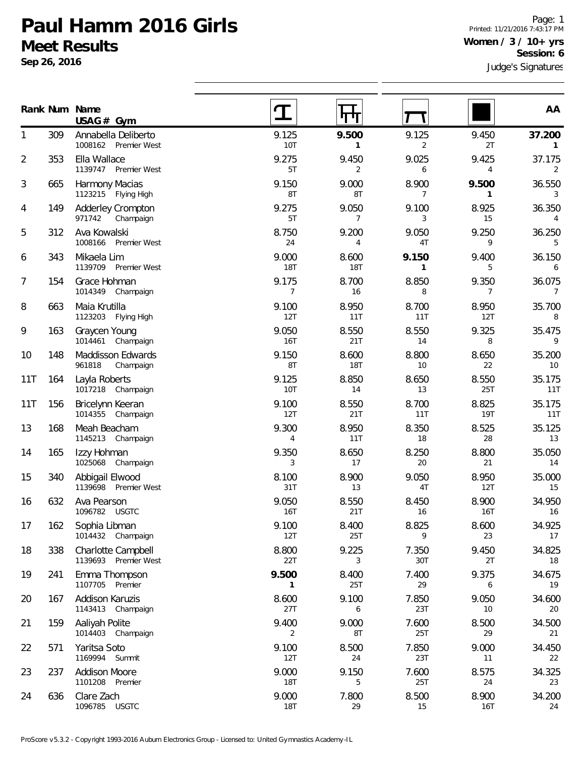# Paul Hamm 2016 Girls

## Meet Results

**Sep 26, 2016**

Printed: 11/21/2016 7:43:17 PM

**Women / 3 / 10+ yrs**

**Session: 6**

Judge's Signatures

| Rank | Num | Name / USAG # Gym | Vault | Bars | Beam | Floor | AA |
|---|---|---|---|---|---|---|---|
| 1 | 309 | Annabella Deliberto<br>1008162 Premier West | 9.125<br>10T | **9.500**<br>**1** | 9.125<br>2 | 9.450<br>2T | **37.200**<br>**1** |
| 2 | 353 | Ella Wallace<br>1139747 Premier West | 9.275<br>5T | 9.450<br>2 | 9.025<br>6 | 9.425<br>4 | 37.175<br>2 |
| 3 | 665 | Harmony Macias<br>1123215 Flying High | 9.150<br>8T | 9.000<br>8T | 8.900<br>7 | **9.500**<br>**1** | 36.550<br>3 |
| 4 | 149 | Adderley Crompton<br>971742 Champaign | 9.275<br>5T | 9.050<br>7 | 9.100<br>3 | 8.925<br>15 | 36.350<br>4 |
| 5 | 312 | Ava Kowalski<br>1008166 Premier West | 8.750<br>24 | 9.200<br>4 | 9.050<br>4T | 9.250<br>9 | 36.250<br>5 |
| 6 | 343 | Mikaela Lim<br>1139709 Premier West | 9.000<br>18T | 8.600<br>18T | **9.150**<br>**1** | 9.400<br>5 | 36.150<br>6 |
| 7 | 154 | Grace Hohman<br>1014349 Champaign | 9.175<br>7 | 8.700<br>16 | 8.850<br>8 | 9.350<br>7 | 36.075<br>7 |
| 8 | 663 | Maia Krutilla<br>1123203 Flying High | 9.100<br>12T | 8.950<br>11T | 8.700<br>11T | 8.950<br>12T | 35.700<br>8 |
| 9 | 163 | Graycen Young<br>1014461 Champaign | 9.050<br>16T | 8.550<br>21T | 8.550<br>14 | 9.325<br>8 | 35.475<br>9 |
| 10 | 148 | Maddisson Edwards<br>961818 Champaign | 9.150<br>8T | 8.600<br>18T | 8.800<br>10 | 8.650<br>22 | 35.200<br>10 |
| 11T | 164 | Layla Roberts<br>1017218 Champaign | 9.125<br>10T | 8.850<br>14 | 8.650<br>13 | 8.550<br>25T | 35.175<br>11T |
| 11T | 156 | Bricelynn Keeran<br>1014355 Champaign | 9.100<br>12T | 8.550<br>21T | 8.700<br>11T | 8.825<br>19T | 35.175<br>11T |
| 13 | 168 | Meah Beacham<br>1145213 Champaign | 9.300<br>4 | 8.950<br>11T | 8.350<br>18 | 8.525<br>28 | 35.125<br>13 |
| 14 | 165 | Izzy Hohman<br>1025068 Champaign | 9.350<br>3 | 8.650<br>17 | 8.250<br>20 | 8.800<br>21 | 35.050<br>14 |
| 15 | 340 | Abbigail Elwood<br>1139698 Premier West | 8.100<br>31T | 8.900<br>13 | 9.050<br>4T | 8.950<br>12T | 35.000<br>15 |
| 16 | 632 | Ava Pearson<br>1096782 USGTC | 9.050<br>16T | 8.550<br>21T | 8.450<br>16 | 8.900<br>16T | 34.950<br>16 |
| 17 | 162 | Sophia Libman<br>1014432 Champaign | 9.100<br>12T | 8.400<br>25T | 8.825<br>9 | 8.600<br>23 | 34.925<br>17 |
| 18 | 338 | Charlotte Campbell<br>1139693 Premier West | 8.800<br>22T | 9.225<br>3 | 7.350<br>30T | 9.450<br>2T | 34.825<br>18 |
| 19 | 241 | Emma Thompson<br>1107705 Premier | **9.500**<br>**1** | 8.400<br>25T | 7.400<br>29 | 9.375<br>6 | 34.675<br>19 |
| 20 | 167 | Addison Karuzis<br>1143413 Champaign | 8.600<br>27T | 9.100<br>6 | 7.850<br>23T | 9.050<br>10 | 34.600<br>20 |
| 21 | 159 | Aaliyah Polite<br>1014403 Champaign | 9.400<br>2 | 9.000<br>8T | 7.600<br>25T | 8.500<br>29 | 34.500<br>21 |
| 22 | 571 | Yaritsa Soto<br>1169994 Summit | 9.100<br>12T | 8.500<br>24 | 7.850<br>23T | 9.000<br>11 | 34.450<br>22 |
| 23 | 237 | Addison Moore<br>1101208 Premier | 9.000<br>18T | 9.150<br>5 | 7.600<br>25T | 8.575<br>24 | 34.325<br>23 |
| 24 | 636 | Clare Zach<br>1096785 USGTC | 9.000<br>18T | 7.800<br>29 | 8.500<br>15 | 8.900<br>16T | 34.200<br>24 |

ProScore v5.3.2 - Copyright 1993-2016 Auburn Electronics Group - Licensed to: United Gymnastics Academy-IL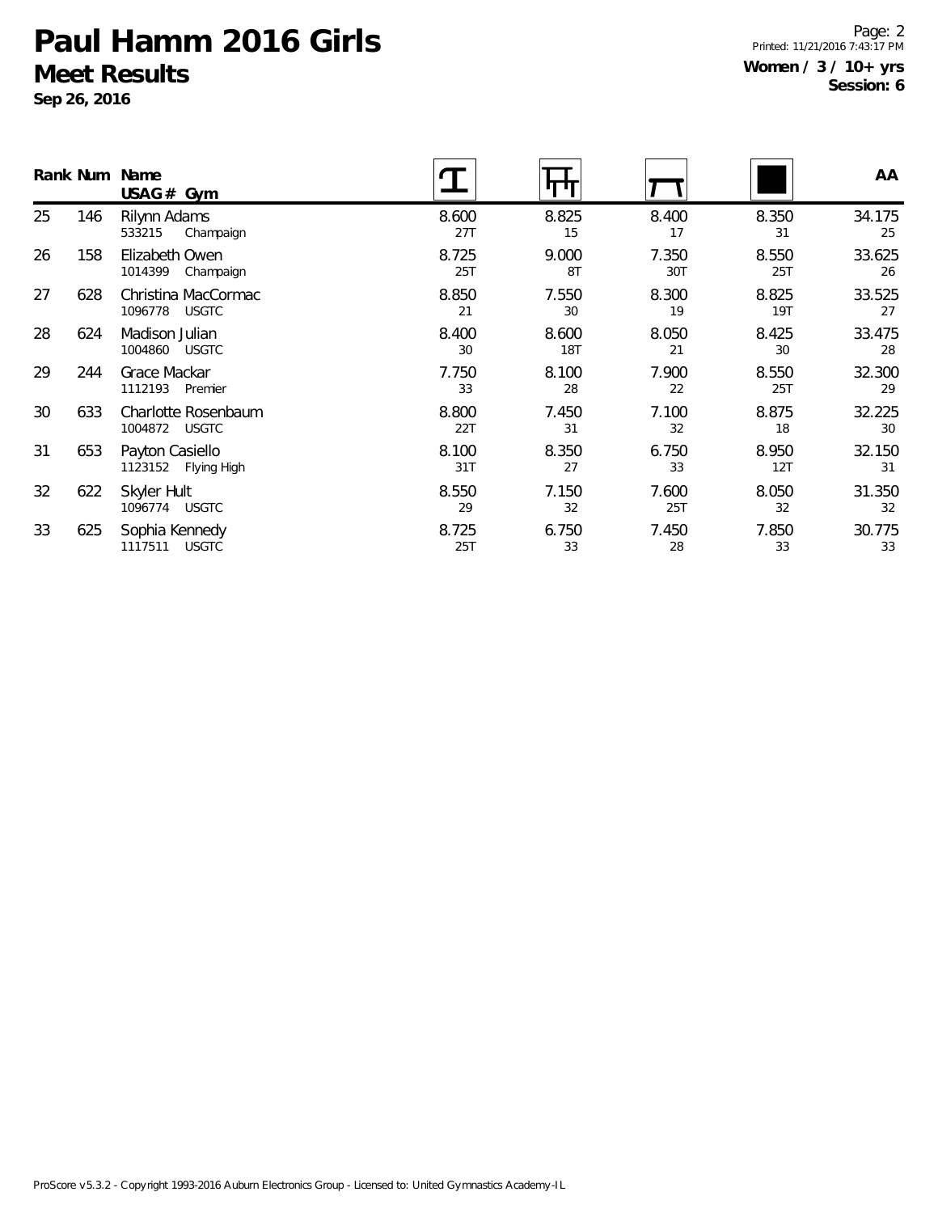# Paul Hamm 2016 Girls

## Meet Results

**Sep 26, 2016**

**Women / 3 / 10+ yrs**
**Session: 6**

| Rank | Num | Name<br>USAG # Gym | Vault | Bars | Beam | Floor | AA |
|---|---|---|---|---|---|---|---|
| 25 | 146 | Rilynn Adams<br>533215 Champaign | 8.600<br>27T | 8.825<br>15 | 8.400<br>17 | 8.350<br>31 | 34.175<br>25 |
| 26 | 158 | Elizabeth Owen<br>1014399 Champaign | 8.725<br>25T | 9.000<br>8T | 7.350<br>30T | 8.550<br>25T | 33.625<br>26 |
| 27 | 628 | Christina MacCormac<br>1096778 USGTC | 8.850<br>21 | 7.550<br>30 | 8.300<br>19 | 8.825<br>19T | 33.525<br>27 |
| 28 | 624 | Madison Julian<br>1004860 USGTC | 8.400<br>30 | 8.600<br>18T | 8.050<br>21 | 8.425<br>30 | 33.475<br>28 |
| 29 | 244 | Grace Mackar<br>1112193 Premier | 7.750<br>33 | 8.100<br>28 | 7.900<br>22 | 8.550<br>25T | 32.300<br>29 |
| 30 | 633 | Charlotte Rosenbaum<br>1004872 USGTC | 8.800<br>22T | 7.450<br>31 | 7.100<br>32 | 8.875<br>18 | 32.225<br>30 |
| 31 | 653 | Payton Casiello<br>1123152 Flying High | 8.100<br>31T | 8.350<br>27 | 6.750<br>33 | 8.950<br>12T | 32.150<br>31 |
| 32 | 622 | Skyler Hult<br>1096774 USGTC | 8.550<br>29 | 7.150<br>32 | 7.600<br>25T | 8.050<br>32 | 31.350<br>32 |
| 33 | 625 | Sophia Kennedy<br>1117511 USGTC | 8.725<br>25T | 6.750<br>33 | 7.450<br>28 | 7.850<br>33 | 30.775<br>33 |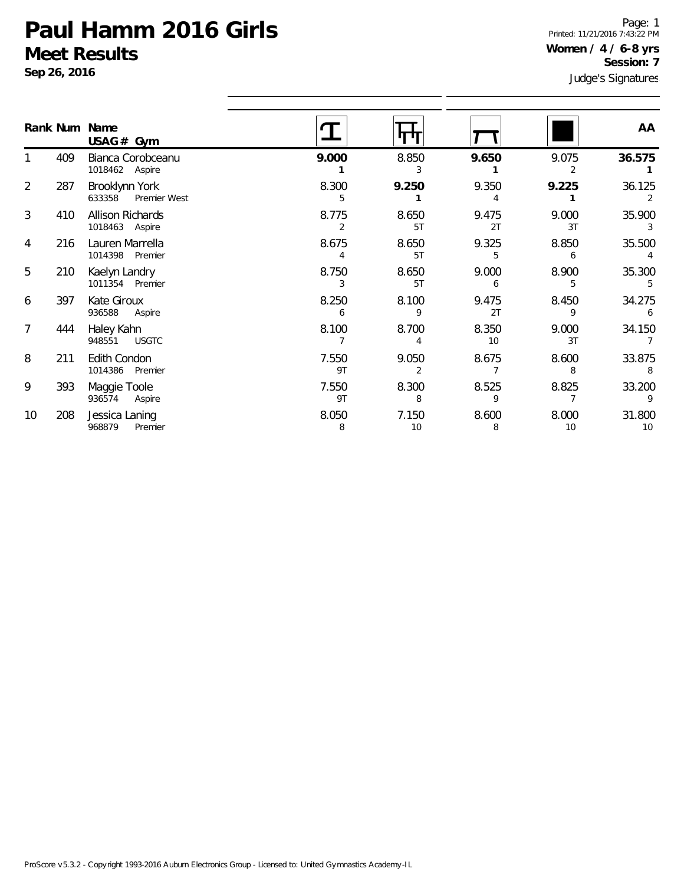# Paul Hamm 2016 Girls

## Meet Results

**Sep 26, 2016**

Page: 1
Printed: 11/21/2016 7:43:22 PM

**Women / 4 / 6-8 yrs**
**Session: 7**

Judge's Signatures

| Rank | Num | Name / USAG # Gym | Vault | Bars | Beam | Floor | AA |
|---|---|---|---|---|---|---|---|
| 1 | 409 | Bianca Corobceanu<br>1018462 Aspire | **9.000**<br>**1** | 8.850<br>3 | **9.650**<br>**1** | 9.075<br>2 | **36.575**<br>**1** |
| 2 | 287 | Brooklynn York<br>633358 Premier West | 8.300<br>5 | **9.250**<br>**1** | 9.350<br>4 | **9.225**<br>**1** | 36.125<br>2 |
| 3 | 410 | Allison Richards<br>1018463 Aspire | 8.775<br>2 | 8.650<br>5T | 9.475<br>2T | 9.000<br>3T | 35.900<br>3 |
| 4 | 216 | Lauren Marrella<br>1014398 Premier | 8.675<br>4 | 8.650<br>5T | 9.325<br>5 | 8.850<br>6 | 35.500<br>4 |
| 5 | 210 | Kaelyn Landry<br>1011354 Premier | 8.750<br>3 | 8.650<br>5T | 9.000<br>6 | 8.900<br>5 | 35.300<br>5 |
| 6 | 397 | Kate Giroux<br>936588 Aspire | 8.250<br>6 | 8.100<br>9 | 9.475<br>2T | 8.450<br>9 | 34.275<br>6 |
| 7 | 444 | Haley Kahn<br>948551 USGTC | 8.100<br>7 | 8.700<br>4 | 8.350<br>10 | 9.000<br>3T | 34.150<br>7 |
| 8 | 211 | Edith Condon<br>1014386 Premier | 7.550<br>9T | 9.050<br>2 | 8.675<br>7 | 8.600<br>8 | 33.875<br>8 |
| 9 | 393 | Maggie Toole<br>936574 Aspire | 7.550<br>9T | 8.300<br>8 | 8.525<br>9 | 8.825<br>7 | 33.200<br>9 |
| 10 | 208 | Jessica Laning<br>968879 Premier | 8.050<br>8 | 7.150<br>10 | 8.600<br>8 | 8.000<br>10 | 31.800<br>10 |

ProScore v5.3.2 - Copyright 1993-2016 Auburn Electronics Group - Licensed to: United Gymnastics Academy-IL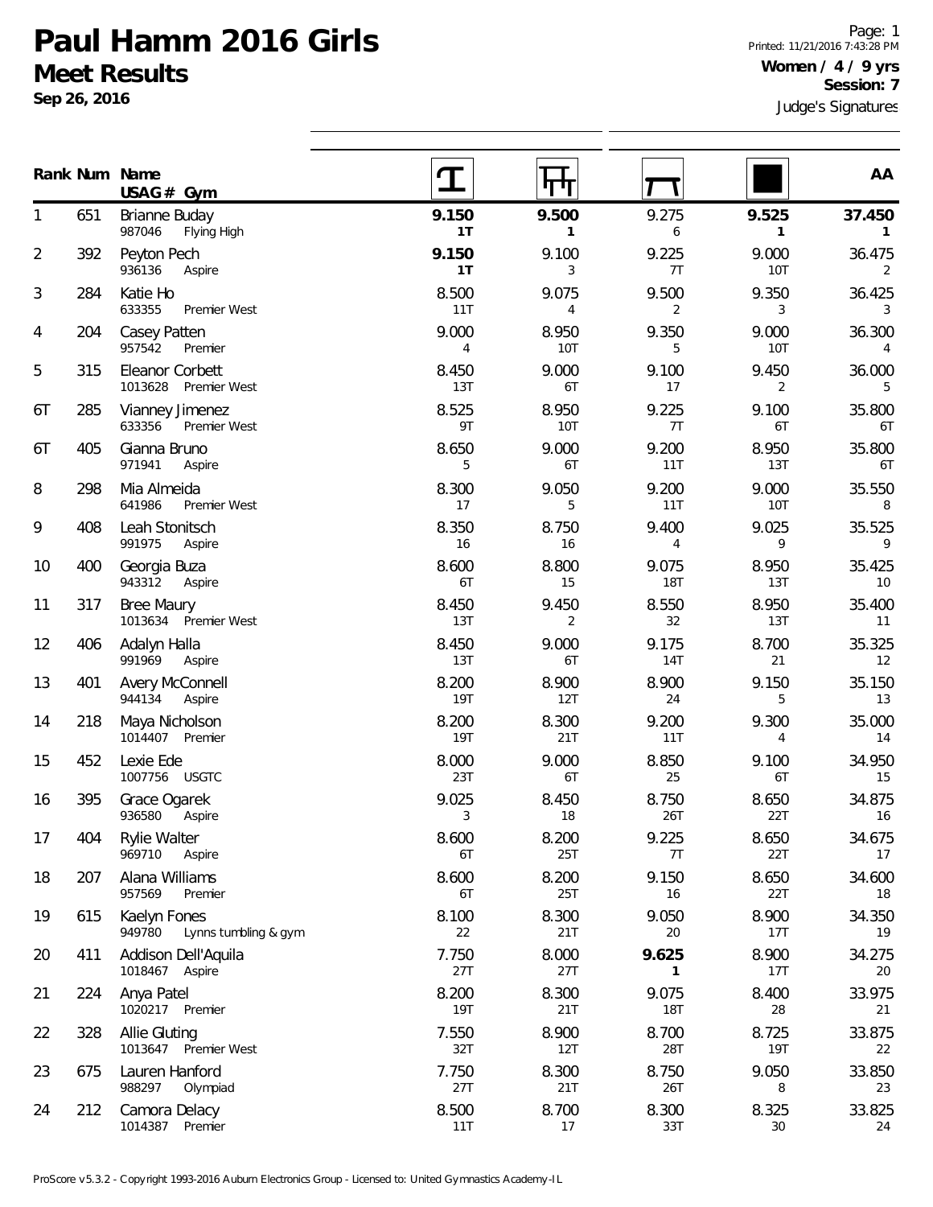# Paul Hamm 2016 Girls

## Meet Results

**Sep 26, 2016**

Printed: 11/21/2016 7:43:28 PM

**Women / 4 / 9 yrs**

**Session: 7**

Judge's Signatures

| Rank | Num | Name USAG # Gym | Vault | Bars | Beam | Floor | AA |
|---|---|---|---|---|---|---|---|
| 1 | 651 | Brianne Buday 987046 Flying High | **9.150 1T** | **9.500 1** | 9.275 6 | **9.525 1** | **37.450 1** |
| 2 | 392 | Peyton Pech 936136 Aspire | **9.150 1T** | 9.100 3 | 9.225 7T | 9.000 10T | 36.475 2 |
| 3 | 284 | Katie Ho 633355 Premier West | 8.500 11T | 9.075 4 | 9.500 2 | 9.350 3 | 36.425 3 |
| 4 | 204 | Casey Patten 957542 Premier | 9.000 4 | 8.950 10T | 9.350 5 | 9.000 10T | 36.300 4 |
| 5 | 315 | Eleanor Corbett 1013628 Premier West | 8.450 13T | 9.000 6T | 9.100 17 | 9.450 2 | 36.000 5 |
| 6T | 285 | Vianney Jimenez 633356 Premier West | 8.525 9T | 8.950 10T | 9.225 7T | 9.100 6T | 35.800 6T |
| 6T | 405 | Gianna Bruno 971941 Aspire | 8.650 5 | 9.000 6T | 9.200 11T | 8.950 13T | 35.800 6T |
| 8 | 298 | Mia Almeida 641986 Premier West | 8.300 17 | 9.050 5 | 9.200 11T | 9.000 10T | 35.550 8 |
| 9 | 408 | Leah Stonitsch 991975 Aspire | 8.350 16 | 8.750 16 | 9.400 4 | 9.025 9 | 35.525 9 |
| 10 | 400 | Georgia Buza 943312 Aspire | 8.600 6T | 8.800 15 | 9.075 18T | 8.950 13T | 35.425 10 |
| 11 | 317 | Bree Maury 1013634 Premier West | 8.450 13T | 9.450 2 | 8.550 32 | 8.950 13T | 35.400 11 |
| 12 | 406 | Adalyn Halla 991969 Aspire | 8.450 13T | 9.000 6T | 9.175 14T | 8.700 21 | 35.325 12 |
| 13 | 401 | Avery McConnell 944134 Aspire | 8.200 19T | 8.900 12T | 8.900 24 | 9.150 5 | 35.150 13 |
| 14 | 218 | Maya Nicholson 1014407 Premier | 8.200 19T | 8.300 21T | 9.200 11T | 9.300 4 | 35.000 14 |
| 15 | 452 | Lexie Ede 1007756 USGTC | 8.000 23T | 9.000 6T | 8.850 25 | 9.100 6T | 34.950 15 |
| 16 | 395 | Grace Ogarek 936580 Aspire | 9.025 3 | 8.450 18 | 8.750 26T | 8.650 22T | 34.875 16 |
| 17 | 404 | Rylie Walter 969710 Aspire | 8.600 6T | 8.200 25T | 9.225 7T | 8.650 22T | 34.675 17 |
| 18 | 207 | Alana Williams 957569 Premier | 8.600 6T | 8.200 25T | 9.150 16 | 8.650 22T | 34.600 18 |
| 19 | 615 | Kaelyn Fones 949780 Lynns tumbling & gym | 8.100 22 | 8.300 21T | 9.050 20 | 8.900 17T | 34.350 19 |
| 20 | 411 | Addison Dell'Aquila 1018467 Aspire | 7.750 27T | 8.000 27T | **9.625 1** | 8.900 17T | 34.275 20 |
| 21 | 224 | Anya Patel 1020217 Premier | 8.200 19T | 8.300 21T | 9.075 18T | 8.400 28 | 33.975 21 |
| 22 | 328 | Allie Gluting 1013647 Premier West | 7.550 32T | 8.900 12T | 8.700 28T | 8.725 19T | 33.875 22 |
| 23 | 675 | Lauren Hanford 988297 Olympiad | 7.750 27T | 8.300 21T | 8.750 26T | 9.050 8 | 33.850 23 |
| 24 | 212 | Camora Delacy 1014387 Premier | 8.500 11T | 8.700 17 | 8.300 33T | 8.325 30 | 33.825 24 |

ProScore v5.3.2 - Copyright 1993-2016 Auburn Electronics Group - Licensed to: United Gymnastics Academy-IL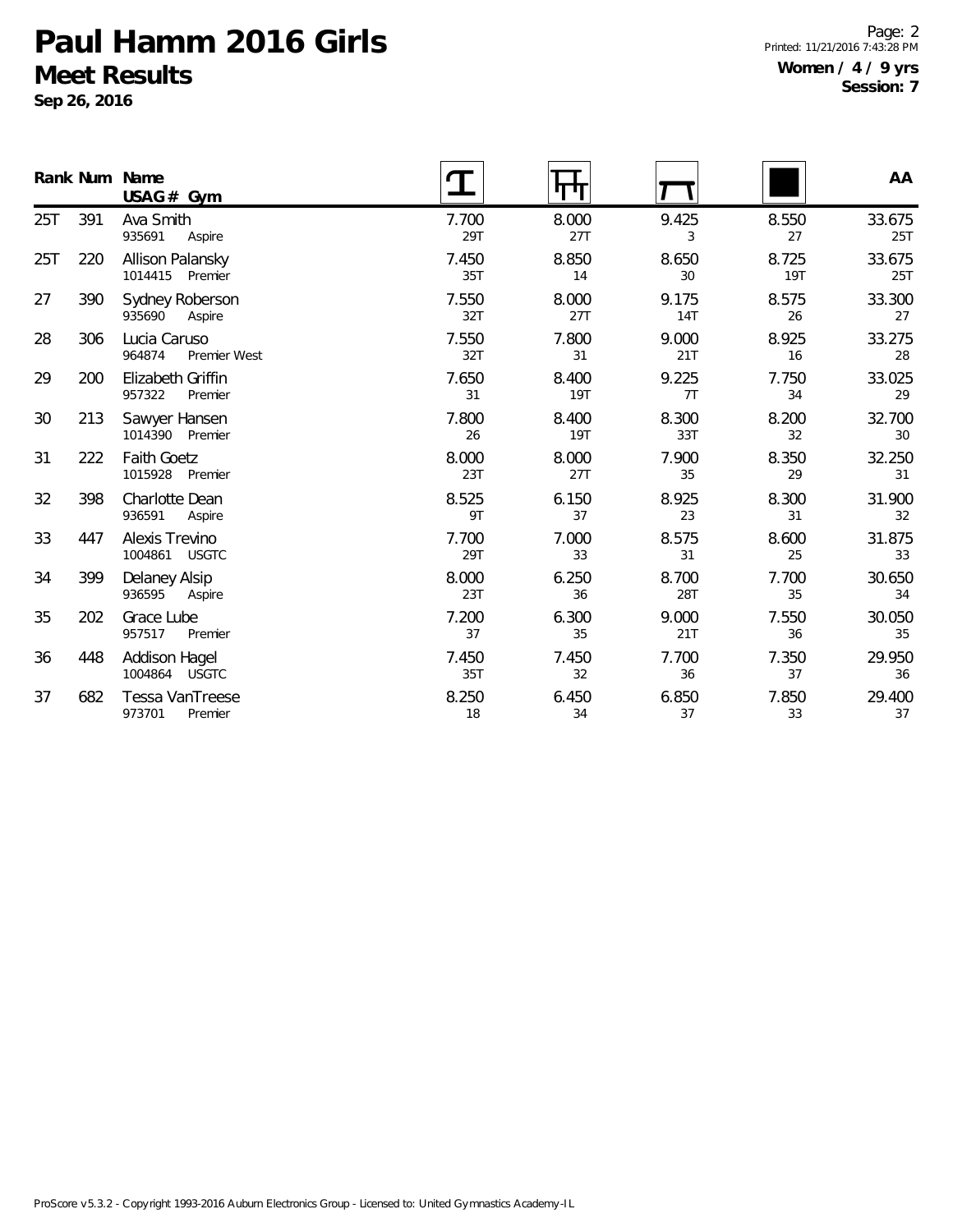# Paul Hamm 2016 Girls

## Meet Results

**Sep 26, 2016**

Page: 2
Printed: 11/21/2016 7:43:28 PM

**Women / 4 / 9 yrs**
**Session: 7**

| Rank | Num | Name / USAG # Gym | Vault | Bars | Beam | Floor | AA |
|---|---|---|---|---|---|---|---|
| 25T | 391 | Ava Smith<br>935691 Aspire | 7.700<br>29T | 8.000<br>27T | 9.425<br>3 | 8.550<br>27 | 33.675<br>25T |
| 25T | 220 | Allison Palansky<br>1014415 Premier | 7.450<br>35T | 8.850<br>14 | 8.650<br>30 | 8.725<br>19T | 33.675<br>25T |
| 27 | 390 | Sydney Roberson<br>935690 Aspire | 7.550<br>32T | 8.000<br>27T | 9.175<br>14T | 8.575<br>26 | 33.300<br>27 |
| 28 | 306 | Lucia Caruso<br>964874 Premier West | 7.550<br>32T | 7.800<br>31 | 9.000<br>21T | 8.925<br>16 | 33.275<br>28 |
| 29 | 200 | Elizabeth Griffin<br>957322 Premier | 7.650<br>31 | 8.400<br>19T | 9.225<br>7T | 7.750<br>34 | 33.025<br>29 |
| 30 | 213 | Sawyer Hansen<br>1014390 Premier | 7.800<br>26 | 8.400<br>19T | 8.300<br>33T | 8.200<br>32 | 32.700<br>30 |
| 31 | 222 | Faith Goetz<br>1015928 Premier | 8.000<br>23T | 8.000<br>27T | 7.900<br>35 | 8.350<br>29 | 32.250<br>31 |
| 32 | 398 | Charlotte Dean<br>936591 Aspire | 8.525<br>9T | 6.150<br>37 | 8.925<br>23 | 8.300<br>31 | 31.900<br>32 |
| 33 | 447 | Alexis Trevino<br>1004861 USGTC | 7.700<br>29T | 7.000<br>33 | 8.575<br>31 | 8.600<br>25 | 31.875<br>33 |
| 34 | 399 | Delaney Alsip<br>936595 Aspire | 8.000<br>23T | 6.250<br>36 | 8.700<br>28T | 7.700<br>35 | 30.650<br>34 |
| 35 | 202 | Grace Lube<br>957517 Premier | 7.200<br>37 | 6.300<br>35 | 9.000<br>21T | 7.550<br>36 | 30.050<br>35 |
| 36 | 448 | Addison Hagel<br>1004864 USGTC | 7.450<br>35T | 7.450<br>32 | 7.700<br>36 | 7.350<br>37 | 29.950<br>36 |
| 37 | 682 | Tessa VanTreese<br>973701 Premier | 8.250<br>18 | 6.450<br>34 | 6.850<br>37 | 7.850<br>33 | 29.400<br>37 |

ProScore v5.3.2 - Copyright 1993-2016 Auburn Electronics Group - Licensed to: United Gymnastics Academy-IL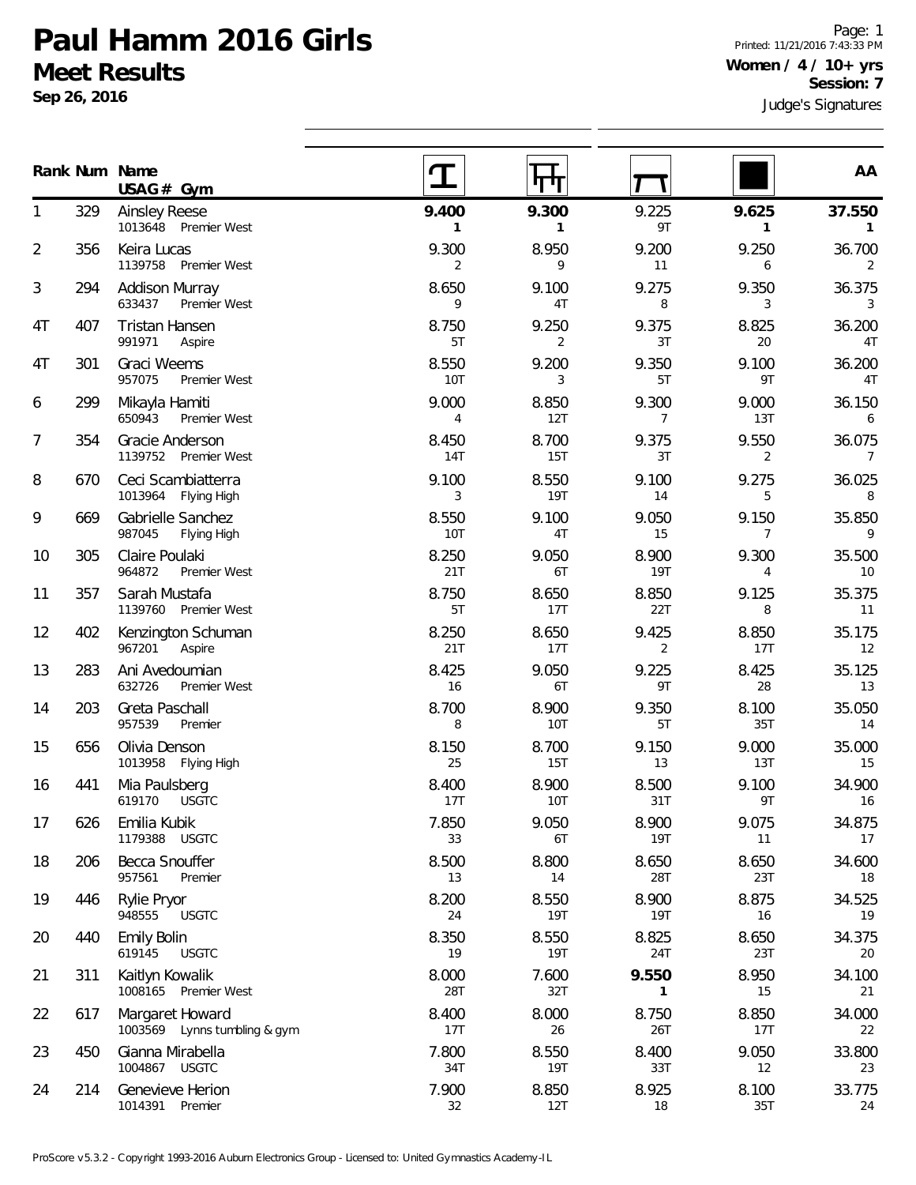# Paul Hamm 2016 Girls

## Meet Results

**Sep 26, 2016**

Page: 1
Printed: 11/21/2016 7:43:33 PM
**Women / 4 / 10+ yrs**
**Session: 7**
Judge's Signatures

| Rank | Num | Name / USAG # Gym | Vault | Bars | Beam | Floor | AA |
|---|---|---|---|---|---|---|---|
| 1 | 329 | Ainsley Reese<br>1013648 Premier West | **9.400**<br>**1** | **9.300**<br>**1** | 9.225<br>9T | **9.625**<br>**1** | **37.550**<br>**1** |
| 2 | 356 | Keira Lucas<br>1139758 Premier West | 9.300<br>2 | 8.950<br>9 | 9.200<br>11 | 9.250<br>6 | 36.700<br>2 |
| 3 | 294 | Addison Murray<br>633437 Premier West | 8.650<br>9 | 9.100<br>4T | 9.275<br>8 | 9.350<br>3 | 36.375<br>3 |
| 4T | 407 | Tristan Hansen<br>991971 Aspire | 8.750<br>5T | 9.250<br>2 | 9.375<br>3T | 8.825<br>20 | 36.200<br>4T |
| 4T | 301 | Graci Weems<br>957075 Premier West | 8.550<br>10T | 9.200<br>3 | 9.350<br>5T | 9.100<br>9T | 36.200<br>4T |
| 6 | 299 | Mikayla Hamiti<br>650943 Premier West | 9.000<br>4 | 8.850<br>12T | 9.300<br>7 | 9.000<br>13T | 36.150<br>6 |
| 7 | 354 | Gracie Anderson<br>1139752 Premier West | 8.450<br>14T | 8.700<br>15T | 9.375<br>3T | 9.550<br>2 | 36.075<br>7 |
| 8 | 670 | Ceci Scambiatterra<br>1013964 Flying High | 9.100<br>3 | 8.550<br>19T | 9.100<br>14 | 9.275<br>5 | 36.025<br>8 |
| 9 | 669 | Gabrielle Sanchez<br>987045 Flying High | 8.550<br>10T | 9.100<br>4T | 9.050<br>15 | 9.150<br>7 | 35.850<br>9 |
| 10 | 305 | Claire Poulaki<br>964872 Premier West | 8.250<br>21T | 9.050<br>6T | 8.900<br>19T | 9.300<br>4 | 35.500<br>10 |
| 11 | 357 | Sarah Mustafa<br>1139760 Premier West | 8.750<br>5T | 8.650<br>17T | 8.850<br>22T | 9.125<br>8 | 35.375<br>11 |
| 12 | 402 | Kenzington Schuman<br>967201 Aspire | 8.250<br>21T | 8.650<br>17T | 9.425<br>2 | 8.850<br>17T | 35.175<br>12 |
| 13 | 283 | Ani Avedoumian<br>632726 Premier West | 8.425<br>16 | 9.050<br>6T | 9.225<br>9T | 8.425<br>28 | 35.125<br>13 |
| 14 | 203 | Greta Paschall<br>957539 Premier | 8.700<br>8 | 8.900<br>10T | 9.350<br>5T | 8.100<br>35T | 35.050<br>14 |
| 15 | 656 | Olivia Denson<br>1013958 Flying High | 8.150<br>25 | 8.700<br>15T | 9.150<br>13 | 9.000<br>13T | 35.000<br>15 |
| 16 | 441 | Mia Paulsberg<br>619170 USGTC | 8.400<br>17T | 8.900<br>10T | 8.500<br>31T | 9.100<br>9T | 34.900<br>16 |
| 17 | 626 | Emilia Kubik<br>1179388 USGTC | 7.850<br>33 | 9.050<br>6T | 8.900<br>19T | 9.075<br>11 | 34.875<br>17 |
| 18 | 206 | Becca Snouffer<br>957561 Premier | 8.500<br>13 | 8.800<br>14 | 8.650<br>28T | 8.650<br>23T | 34.600<br>18 |
| 19 | 446 | Rylie Pryor<br>948555 USGTC | 8.200<br>24 | 8.550<br>19T | 8.900<br>19T | 8.875<br>16 | 34.525<br>19 |
| 20 | 440 | Emily Bolin<br>619145 USGTC | 8.350<br>19 | 8.550<br>19T | 8.825<br>24T | 8.650<br>23T | 34.375<br>20 |
| 21 | 311 | Kaitlyn Kowalik<br>1008165 Premier West | 8.000<br>28T | 7.600<br>32T | **9.550**<br>**1** | 8.950<br>15 | 34.100<br>21 |
| 22 | 617 | Margaret Howard<br>1003569 Lynns tumbling & gym | 8.400<br>17T | 8.000<br>26 | 8.750<br>26T | 8.850<br>17T | 34.000<br>22 |
| 23 | 450 | Gianna Mirabella<br>1004867 USGTC | 7.800<br>34T | 8.550<br>19T | 8.400<br>33T | 9.050<br>12 | 33.800<br>23 |
| 24 | 214 | Genevieve Herion<br>1014391 Premier | 7.900<br>32 | 8.850<br>12T | 8.925<br>18 | 8.100<br>35T | 33.775<br>24 |

ProScore v5.3.2 - Copyright 1993-2016 Auburn Electronics Group - Licensed to: United Gymnastics Academy-IL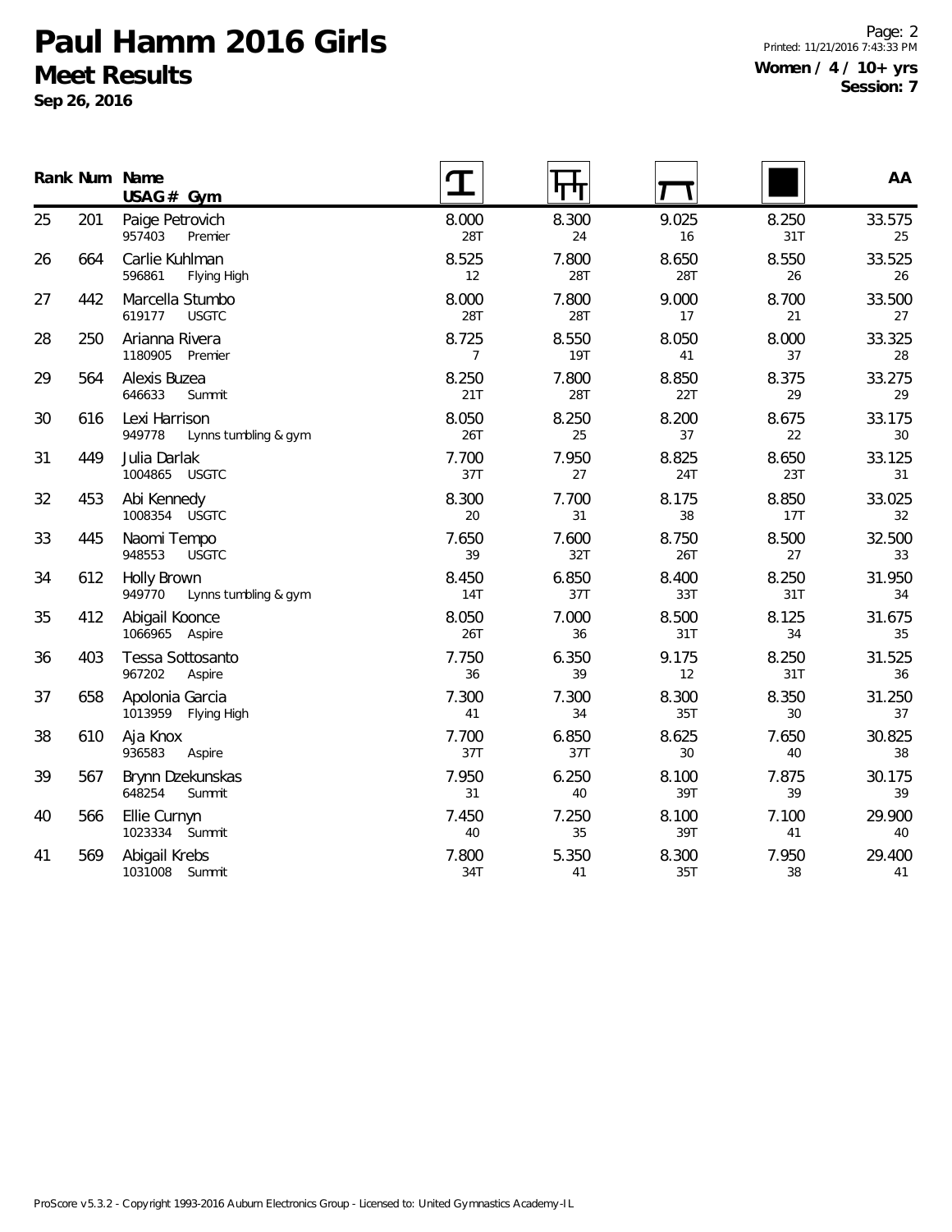# Paul Hamm 2016 Girls

## Meet Results

**Sep 26, 2016**

Printed: 11/21/2016 7:43:33 PM

**Women / 4 / 10+ yrs**
**Session: 7**

| Rank | Num | Name / USAG # / Gym | Vault | Bars | Beam | Floor | AA |
|---|---|---|---|---|---|---|---|
| 25 | 201 | Paige Petrovich 957403 Premier | 8.000 28T | 8.300 24 | 9.025 16 | 8.250 31T | 33.575 25 |
| 26 | 664 | Carlie Kuhlman 596861 Flying High | 8.525 12 | 7.800 28T | 8.650 28T | 8.550 26 | 33.525 26 |
| 27 | 442 | Marcella Stumbo 619177 USGTC | 8.000 28T | 7.800 28T | 9.000 17 | 8.700 21 | 33.500 27 |
| 28 | 250 | Arianna Rivera 1180905 Premier | 8.725 7 | 8.550 19T | 8.050 41 | 8.000 37 | 33.325 28 |
| 29 | 564 | Alexis Buzea 646633 Summit | 8.250 21T | 7.800 28T | 8.850 22T | 8.375 29 | 33.275 29 |
| 30 | 616 | Lexi Harrison 949778 Lynns tumbling & gym | 8.050 26T | 8.250 25 | 8.200 37 | 8.675 22 | 33.175 30 |
| 31 | 449 | Julia Darlak 1004865 USGTC | 7.700 37T | 7.950 27 | 8.825 24T | 8.650 23T | 33.125 31 |
| 32 | 453 | Abi Kennedy 1008354 USGTC | 8.300 20 | 7.700 31 | 8.175 38 | 8.850 17T | 33.025 32 |
| 33 | 445 | Naomi Tempo 948553 USGTC | 7.650 39 | 7.600 32T | 8.750 26T | 8.500 27 | 32.500 33 |
| 34 | 612 | Holly Brown 949770 Lynns tumbling & gym | 8.450 14T | 6.850 37T | 8.400 33T | 8.250 31T | 31.950 34 |
| 35 | 412 | Abigail Koonce 1066965 Aspire | 8.050 26T | 7.000 36 | 8.500 31T | 8.125 34 | 31.675 35 |
| 36 | 403 | Tessa Sottosanto 967202 Aspire | 7.750 36 | 6.350 39 | 9.175 12 | 8.250 31T | 31.525 36 |
| 37 | 658 | Apolonia Garcia 1013959 Flying High | 7.300 41 | 7.300 34 | 8.300 35T | 8.350 30 | 31.250 37 |
| 38 | 610 | Aja Knox 936583 Aspire | 7.700 37T | 6.850 37T | 8.625 30 | 7.650 40 | 30.825 38 |
| 39 | 567 | Brynn Dzekunskas 648254 Summit | 7.950 31 | 6.250 40 | 8.100 39T | 7.875 39 | 30.175 39 |
| 40 | 566 | Ellie Curnyn 1023334 Summit | 7.450 40 | 7.250 35 | 8.100 39T | 7.100 41 | 29.900 40 |
| 41 | 569 | Abigail Krebs 1031008 Summit | 7.800 34T | 5.350 41 | 8.300 35T | 7.950 38 | 29.400 41 |

ProScore v5.3.2 - Copyright 1993-2016 Auburn Electronics Group - Licensed to: United Gymnastics Academy-IL